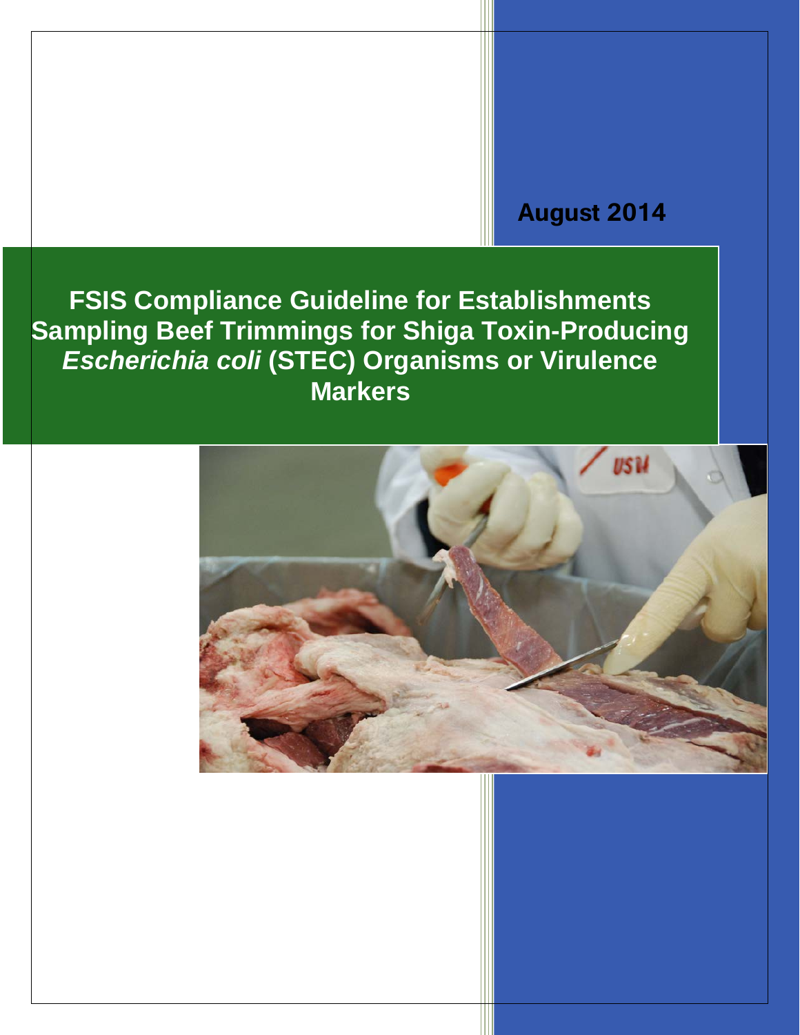August 2014

# FSIS Compliance Guideline for Establishments Sampling Beef Trimmings for Shiga Toxin-Producing *Escherichia coli* (STEC) Organisms or Virulence Markers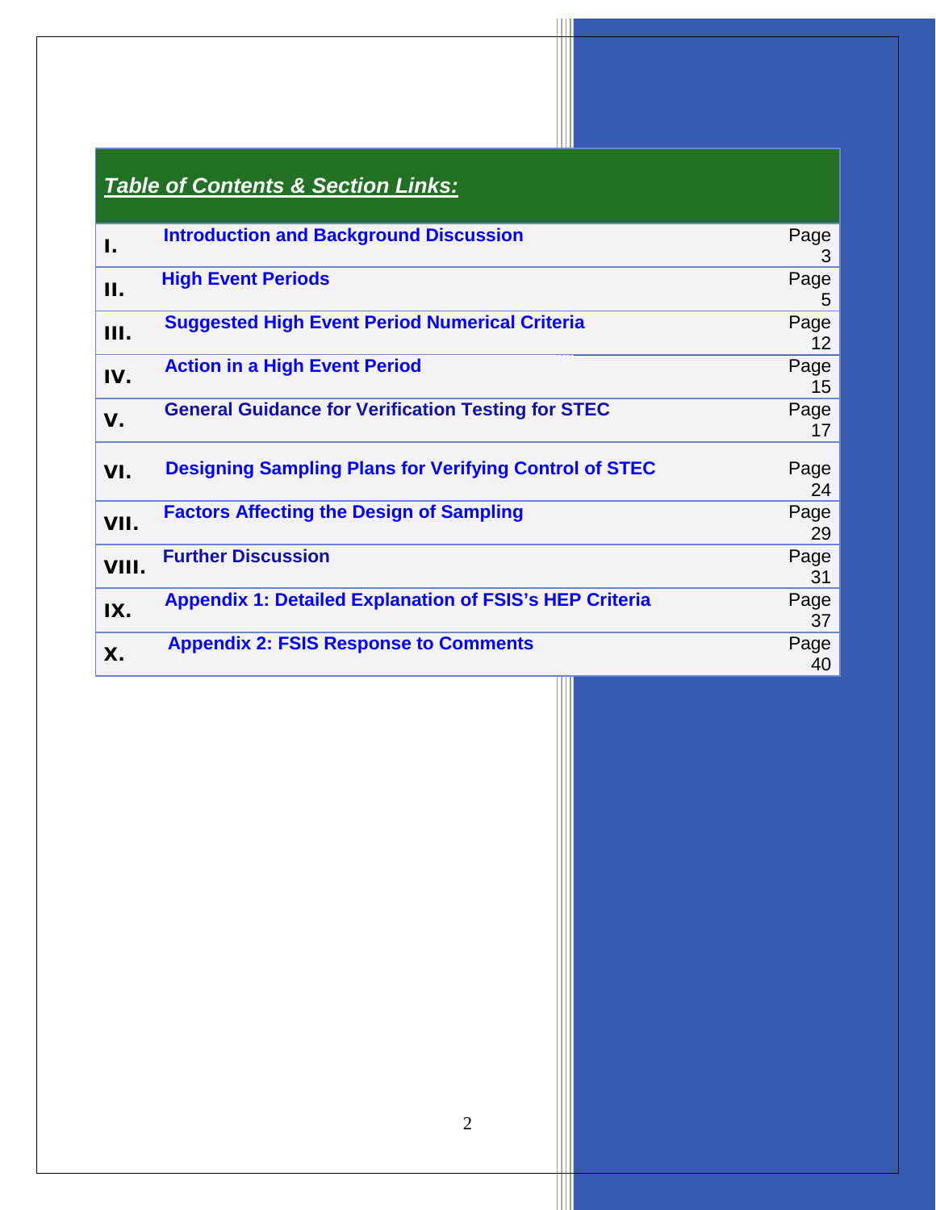## ***Table of Contents & Section Links:***

| | | |
|---|---|---|
| **I.** | **Introduction and Background Discussion** | Page 3 |
| **II.** | **High Event Periods** | Page 5 |
| **III.** | **Suggested High Event Period Numerical Criteria** | Page 12 |
| **IV.** | **Action in a High Event Period** | Page 15 |
| **V.** | **General Guidance for Verification Testing for STEC** | Page 17 |
| **VI.** | **Designing Sampling Plans for Verifying Control of STEC** | Page 24 |
| **VII.** | **Factors Affecting the Design of Sampling** | Page 29 |
| **VIII.** | **Further Discussion** | Page 31 |
| **IX.** | **Appendix 1: Detailed Explanation of FSIS's HEP Criteria** | Page 37 |
| **X.** | **Appendix 2: FSIS Response to Comments** | Page 40 |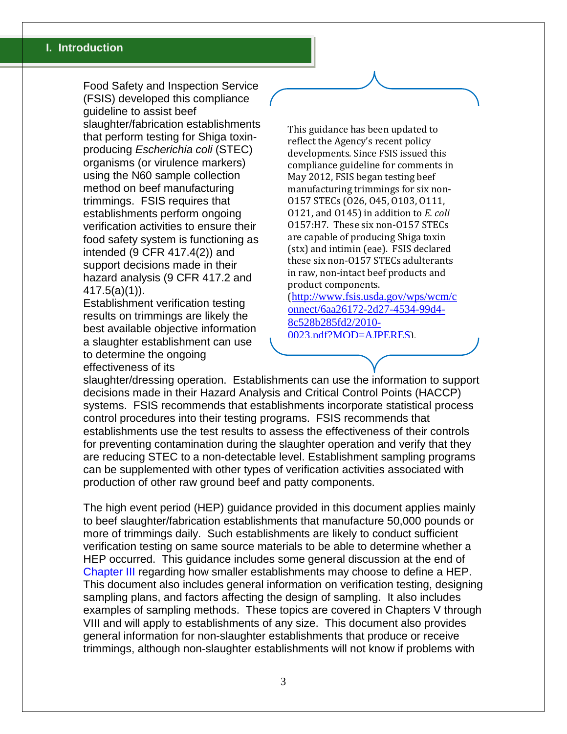## I. Introduction

Food Safety and Inspection Service (FSIS) developed this compliance guideline to assist beef slaughter/fabrication establishments that perform testing for Shiga toxin-producing *Escherichia coli* (STEC) organisms (or virulence markers) using the N60 sample collection method on beef manufacturing trimmings. FSIS requires that establishments perform ongoing verification activities to ensure their food safety system is functioning as intended (9 CFR 417.4(2)) and support decisions made in their hazard analysis (9 CFR 417.2 and 417.5(a)(1)). Establishment verification testing results on trimmings are likely the best available objective information a slaughter establishment can use to determine the ongoing effectiveness of its slaughter/dressing operation. Establishments can use the information to support decisions made in their Hazard Analysis and Critical Control Points (HACCP) systems. FSIS recommends that establishments incorporate statistical process control procedures into their testing programs. FSIS recommends that establishments use the test results to assess the effectiveness of their controls for preventing contamination during the slaughter operation and verify that they are reducing STEC to a non-detectable level. Establishment sampling programs can be supplemented with other types of verification activities associated with production of other raw ground beef and patty components.

> This guidance has been updated to reflect the Agency's recent policy developments. Since FSIS issued this compliance guideline for comments in May 2012, FSIS began testing beef manufacturing trimmings for six non-O157 STECs (O26, O45, O103, O111, O121, and O145) in addition to *E. coli* O157:H7. These six non-O157 STECs are capable of producing Shiga toxin (stx) and intimin (eae). FSIS declared these six non-O157 STECs adulterants in raw, non-intact beef products and product components. (http://www.fsis.usda.gov/wps/wcm/connect/6aa26172-2d27-4534-99d4-8c528b285fd2/2010-0023.pdf?MOD=AJPERES).

The high event period (HEP) guidance provided in this document applies mainly to beef slaughter/fabrication establishments that manufacture 50,000 pounds or more of trimmings daily. Such establishments are likely to conduct sufficient verification testing on same source materials to be able to determine whether a HEP occurred. This guidance includes some general discussion at the end of Chapter III regarding how smaller establishments may choose to define a HEP. This document also includes general information on verification testing, designing sampling plans, and factors affecting the design of sampling. It also includes examples of sampling methods. These topics are covered in Chapters V through VIII and will apply to establishments of any size. This document also provides general information for non-slaughter establishments that produce or receive trimmings, although non-slaughter establishments will not know if problems with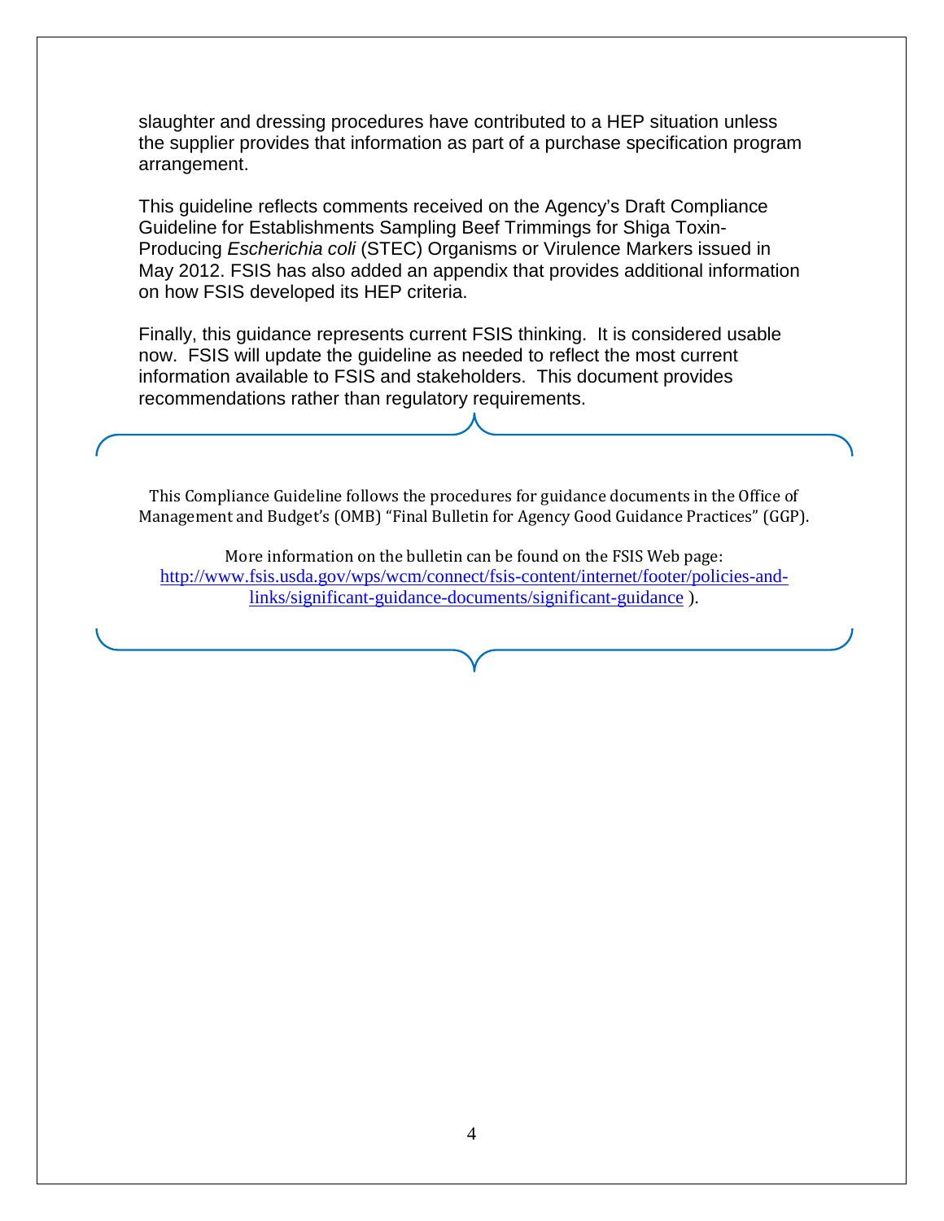slaughter and dressing procedures have contributed to a HEP situation unless the supplier provides that information as part of a purchase specification program arrangement.

This guideline reflects comments received on the Agency's Draft Compliance Guideline for Establishments Sampling Beef Trimmings for Shiga Toxin-Producing *Escherichia coli* (STEC) Organisms or Virulence Markers issued in May 2012. FSIS has also added an appendix that provides additional information on how FSIS developed its HEP criteria.

Finally, this guidance represents current FSIS thinking. It is considered usable now. FSIS will update the guideline as needed to reflect the most current information available to FSIS and stakeholders. This document provides recommendations rather than regulatory requirements.

This Compliance Guideline follows the procedures for guidance documents in the Office of Management and Budget's (OMB) "Final Bulletin for Agency Good Guidance Practices" (GGP).

More information on the bulletin can be found on the FSIS Web page: http://www.fsis.usda.gov/wps/wcm/connect/fsis-content/internet/footer/policies-and-links/significant-guidance-documents/significant-guidance ).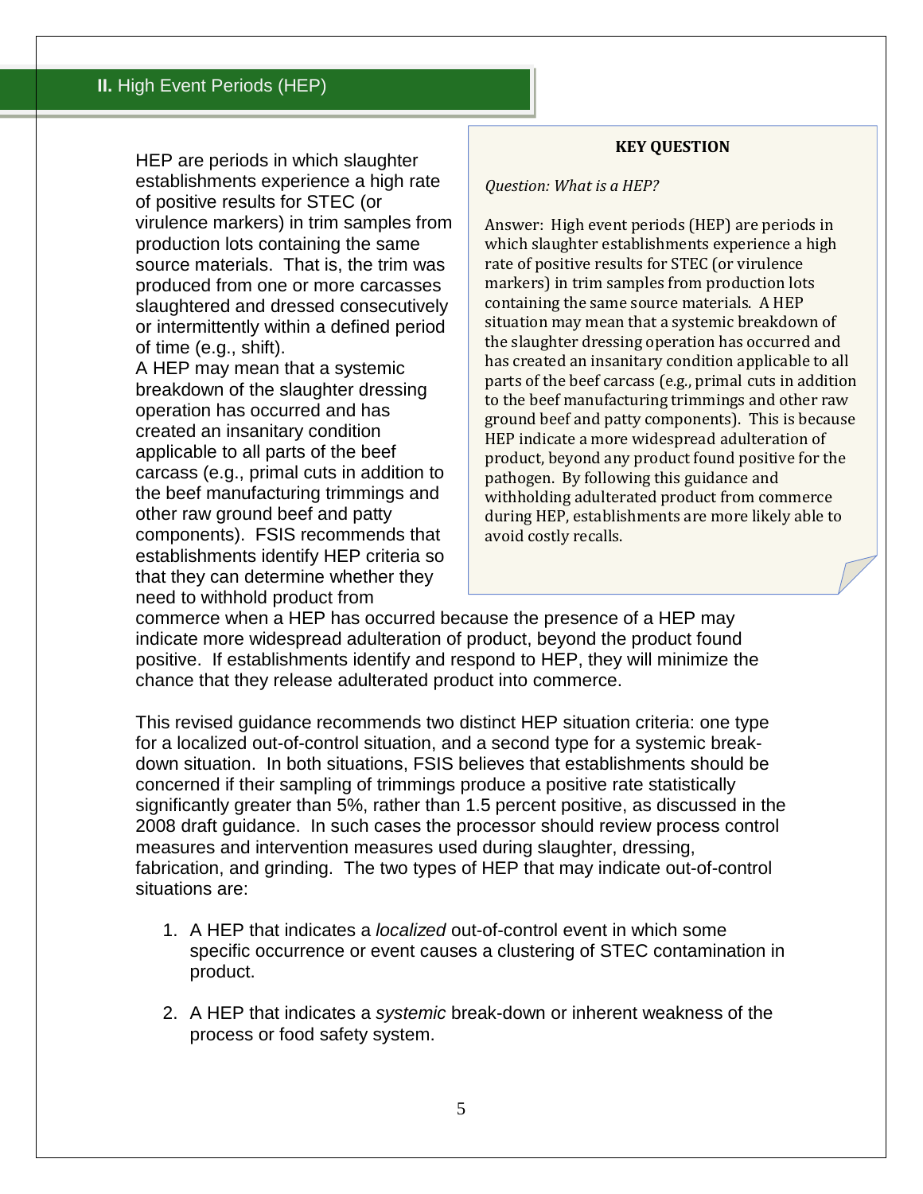## **II.** High Event Periods (HEP)

> **KEY QUESTION**
>
> *Question: What is a HEP?*
>
> Answer: High event periods (HEP) are periods in which slaughter establishments experience a high rate of positive results for STEC (or virulence markers) in trim samples from production lots containing the same source materials. A HEP situation may mean that a systemic breakdown of the slaughter dressing operation has occurred and has created an insanitary condition applicable to all parts of the beef carcass (e.g., primal cuts in addition to the beef manufacturing trimmings and other raw ground beef and patty components). This is because HEP indicate a more widespread adulteration of product, beyond any product found positive for the pathogen. By following this guidance and withholding adulterated product from commerce during HEP, establishments are more likely able to avoid costly recalls.

HEP are periods in which slaughter establishments experience a high rate of positive results for STEC (or virulence markers) in trim samples from production lots containing the same source materials. That is, the trim was produced from one or more carcasses slaughtered and dressed consecutively or intermittently within a defined period of time (e.g., shift).

A HEP may mean that a systemic breakdown of the slaughter dressing operation has occurred and has created an insanitary condition applicable to all parts of the beef carcass (e.g., primal cuts in addition to the beef manufacturing trimmings and other raw ground beef and patty components). FSIS recommends that establishments identify HEP criteria so that they can determine whether they need to withhold product from commerce when a HEP has occurred because the presence of a HEP may indicate more widespread adulteration of product, beyond the product found positive. If establishments identify and respond to HEP, they will minimize the chance that they release adulterated product into commerce.

This revised guidance recommends two distinct HEP situation criteria: one type for a localized out-of-control situation, and a second type for a systemic break-down situation. In both situations, FSIS believes that establishments should be concerned if their sampling of trimmings produce a positive rate statistically significantly greater than 5%, rather than 1.5 percent positive, as discussed in the 2008 draft guidance. In such cases the processor should review process control measures and intervention measures used during slaughter, dressing, fabrication, and grinding. The two types of HEP that may indicate out-of-control situations are:

1. A HEP that indicates a *localized* out-of-control event in which some specific occurrence or event causes a clustering of STEC contamination in product.

2. A HEP that indicates a *systemic* break-down or inherent weakness of the process or food safety system.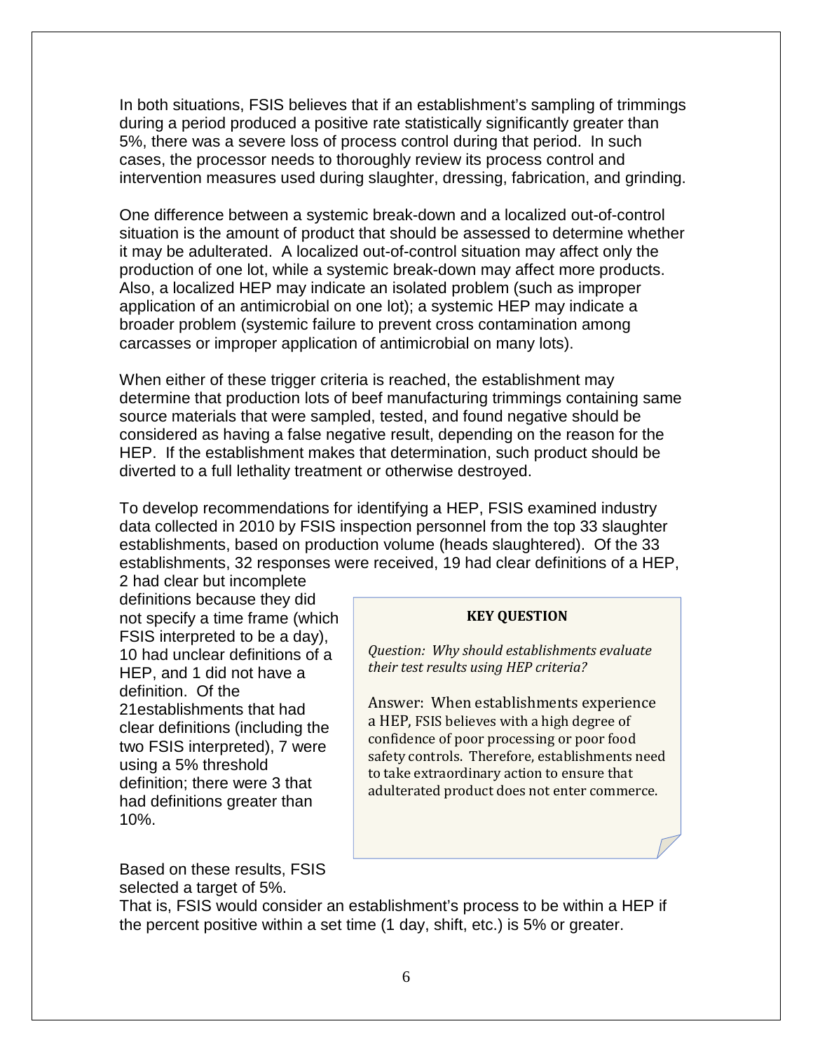In both situations, FSIS believes that if an establishment's sampling of trimmings during a period produced a positive rate statistically significantly greater than 5%, there was a severe loss of process control during that period. In such cases, the processor needs to thoroughly review its process control and intervention measures used during slaughter, dressing, fabrication, and grinding.

One difference between a systemic break-down and a localized out-of-control situation is the amount of product that should be assessed to determine whether it may be adulterated. A localized out-of-control situation may affect only the production of one lot, while a systemic break-down may affect more products. Also, a localized HEP may indicate an isolated problem (such as improper application of an antimicrobial on one lot); a systemic HEP may indicate a broader problem (systemic failure to prevent cross contamination among carcasses or improper application of antimicrobial on many lots).

When either of these trigger criteria is reached, the establishment may determine that production lots of beef manufacturing trimmings containing same source materials that were sampled, tested, and found negative should be considered as having a false negative result, depending on the reason for the HEP. If the establishment makes that determination, such product should be diverted to a full lethality treatment or otherwise destroyed.

To develop recommendations for identifying a HEP, FSIS examined industry data collected in 2010 by FSIS inspection personnel from the top 33 slaughter establishments, based on production volume (heads slaughtered). Of the 33 establishments, 32 responses were received, 19 had clear definitions of a HEP, 2 had clear but incomplete definitions because they did not specify a time frame (which FSIS interpreted to be a day), 10 had unclear definitions of a HEP, and 1 did not have a definition. Of the 21establishments that had clear definitions (including the two FSIS interpreted), 7 were using a 5% threshold definition; there were 3 that had definitions greater than 10%.

> **KEY QUESTION**
>
> *Question: Why should establishments evaluate their test results using HEP criteria?*
>
> Answer: When establishments experience a HEP, FSIS believes with a high degree of confidence of poor processing or poor food safety controls. Therefore, establishments need to take extraordinary action to ensure that adulterated product does not enter commerce.

Based on these results, FSIS selected a target of 5%. That is, FSIS would consider an establishment's process to be within a HEP if the percent positive within a set time (1 day, shift, etc.) is 5% or greater.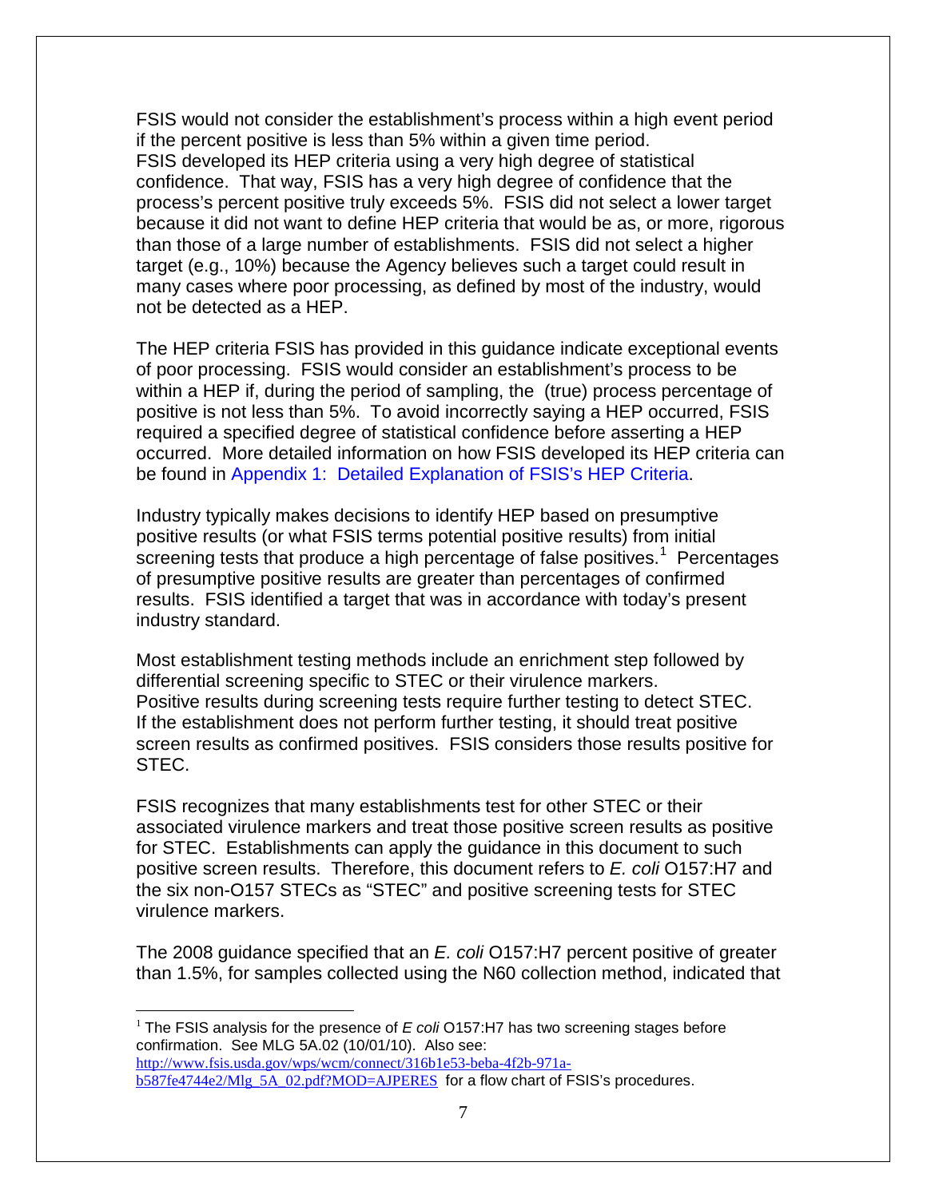FSIS would not consider the establishment's process within a high event period if the percent positive is less than 5% within a given time period. FSIS developed its HEP criteria using a very high degree of statistical confidence. That way, FSIS has a very high degree of confidence that the process's percent positive truly exceeds 5%. FSIS did not select a lower target because it did not want to define HEP criteria that would be as, or more, rigorous than those of a large number of establishments. FSIS did not select a higher target (e.g., 10%) because the Agency believes such a target could result in many cases where poor processing, as defined by most of the industry, would not be detected as a HEP.

The HEP criteria FSIS has provided in this guidance indicate exceptional events of poor processing. FSIS would consider an establishment's process to be within a HEP if, during the period of sampling, the (true) process percentage of positive is not less than 5%. To avoid incorrectly saying a HEP occurred, FSIS required a specified degree of statistical confidence before asserting a HEP occurred. More detailed information on how FSIS developed its HEP criteria can be found in Appendix 1: Detailed Explanation of FSIS's HEP Criteria.

Industry typically makes decisions to identify HEP based on presumptive positive results (or what FSIS terms potential positive results) from initial screening tests that produce a high percentage of false positives.[1] Percentages of presumptive positive results are greater than percentages of confirmed results. FSIS identified a target that was in accordance with today's present industry standard.

Most establishment testing methods include an enrichment step followed by differential screening specific to STEC or their virulence markers. Positive results during screening tests require further testing to detect STEC. If the establishment does not perform further testing, it should treat positive screen results as confirmed positives. FSIS considers those results positive for STEC.

FSIS recognizes that many establishments test for other STEC or their associated virulence markers and treat those positive screen results as positive for STEC. Establishments can apply the guidance in this document to such positive screen results. Therefore, this document refers to *E. coli* O157:H7 and the six non-O157 STECs as "STEC" and positive screening tests for STEC virulence markers.

The 2008 guidance specified that an *E. coli* O157:H7 percent positive of greater than 1.5%, for samples collected using the N60 collection method, indicated that

---

[1] The FSIS analysis for the presence of *E coli* O157:H7 has two screening stages before confirmation. See MLG 5A.02 (10/01/10). Also see: http://www.fsis.usda.gov/wps/wcm/connect/316b1e53-beba-4f2b-971a-b587fe4744e2/Mlg_5A_02.pdf?MOD=AJPERES for a flow chart of FSIS's procedures.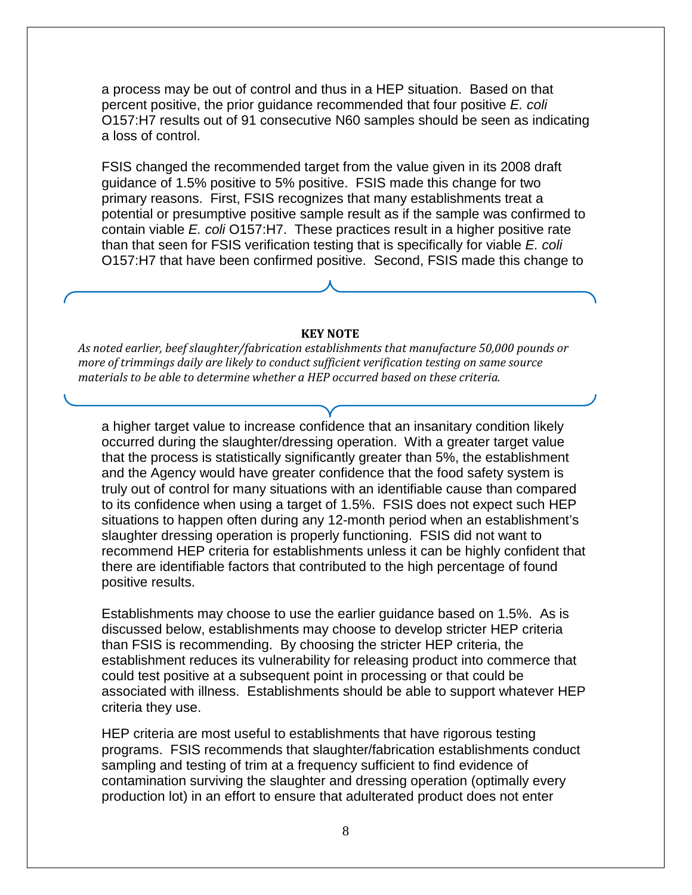a process may be out of control and thus in a HEP situation. Based on that percent positive, the prior guidance recommended that four positive *E. coli* O157:H7 results out of 91 consecutive N60 samples should be seen as indicating a loss of control.

FSIS changed the recommended target from the value given in its 2008 draft guidance of 1.5% positive to 5% positive. FSIS made this change for two primary reasons. First, FSIS recognizes that many establishments treat a potential or presumptive positive sample result as if the sample was confirmed to contain viable *E. coli* O157:H7. These practices result in a higher positive rate than that seen for FSIS verification testing that is specifically for viable *E. coli* O157:H7 that have been confirmed positive. Second, FSIS made this change to a higher target value to increase confidence that an insanitary condition likely occurred during the slaughter/dressing operation. With a greater target value that the process is statistically significantly greater than 5%, the establishment and the Agency would have greater confidence that the food safety system is truly out of control for many situations with an identifiable cause than compared to its confidence when using a target of 1.5%. FSIS does not expect such HEP situations to happen often during any 12-month period when an establishment's slaughter dressing operation is properly functioning. FSIS did not want to recommend HEP criteria for establishments unless it can be highly confident that there are identifiable factors that contributed to the high percentage of found positive results.

> **KEY NOTE**
>
> *As noted earlier, beef slaughter/fabrication establishments that manufacture 50,000 pounds or more of trimmings daily are likely to conduct sufficient verification testing on same source materials to be able to determine whether a HEP occurred based on these criteria.*

Establishments may choose to use the earlier guidance based on 1.5%. As is discussed below, establishments may choose to develop stricter HEP criteria than FSIS is recommending. By choosing the stricter HEP criteria, the establishment reduces its vulnerability for releasing product into commerce that could test positive at a subsequent point in processing or that could be associated with illness. Establishments should be able to support whatever HEP criteria they use.

HEP criteria are most useful to establishments that have rigorous testing programs. FSIS recommends that slaughter/fabrication establishments conduct sampling and testing of trim at a frequency sufficient to find evidence of contamination surviving the slaughter and dressing operation (optimally every production lot) in an effort to ensure that adulterated product does not enter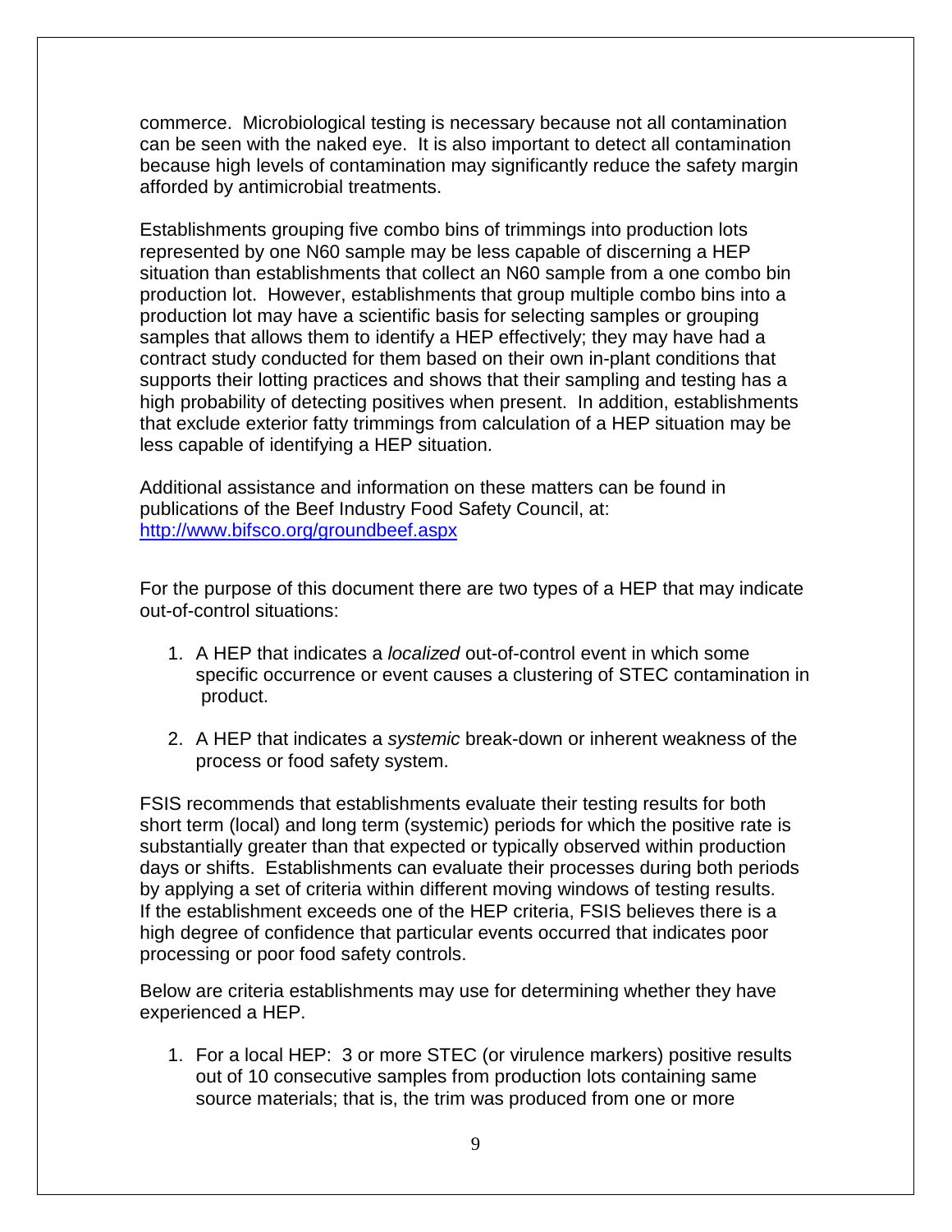commerce. Microbiological testing is necessary because not all contamination can be seen with the naked eye. It is also important to detect all contamination because high levels of contamination may significantly reduce the safety margin afforded by antimicrobial treatments.

Establishments grouping five combo bins of trimmings into production lots represented by one N60 sample may be less capable of discerning a HEP situation than establishments that collect an N60 sample from a one combo bin production lot. However, establishments that group multiple combo bins into a production lot may have a scientific basis for selecting samples or grouping samples that allows them to identify a HEP effectively; they may have had a contract study conducted for them based on their own in-plant conditions that supports their lotting practices and shows that their sampling and testing has a high probability of detecting positives when present. In addition, establishments that exclude exterior fatty trimmings from calculation of a HEP situation may be less capable of identifying a HEP situation.

Additional assistance and information on these matters can be found in publications of the Beef Industry Food Safety Council, at: http://www.bifsco.org/groundbeef.aspx

For the purpose of this document there are two types of a HEP that may indicate out-of-control situations:

1. A HEP that indicates a *localized* out-of-control event in which some specific occurrence or event causes a clustering of STEC contamination in product.

2. A HEP that indicates a *systemic* break-down or inherent weakness of the process or food safety system.

FSIS recommends that establishments evaluate their testing results for both short term (local) and long term (systemic) periods for which the positive rate is substantially greater than that expected or typically observed within production days or shifts. Establishments can evaluate their processes during both periods by applying a set of criteria within different moving windows of testing results. If the establishment exceeds one of the HEP criteria, FSIS believes there is a high degree of confidence that particular events occurred that indicates poor processing or poor food safety controls.

Below are criteria establishments may use for determining whether they have experienced a HEP.

1. For a local HEP: 3 or more STEC (or virulence markers) positive results out of 10 consecutive samples from production lots containing same source materials; that is, the trim was produced from one or more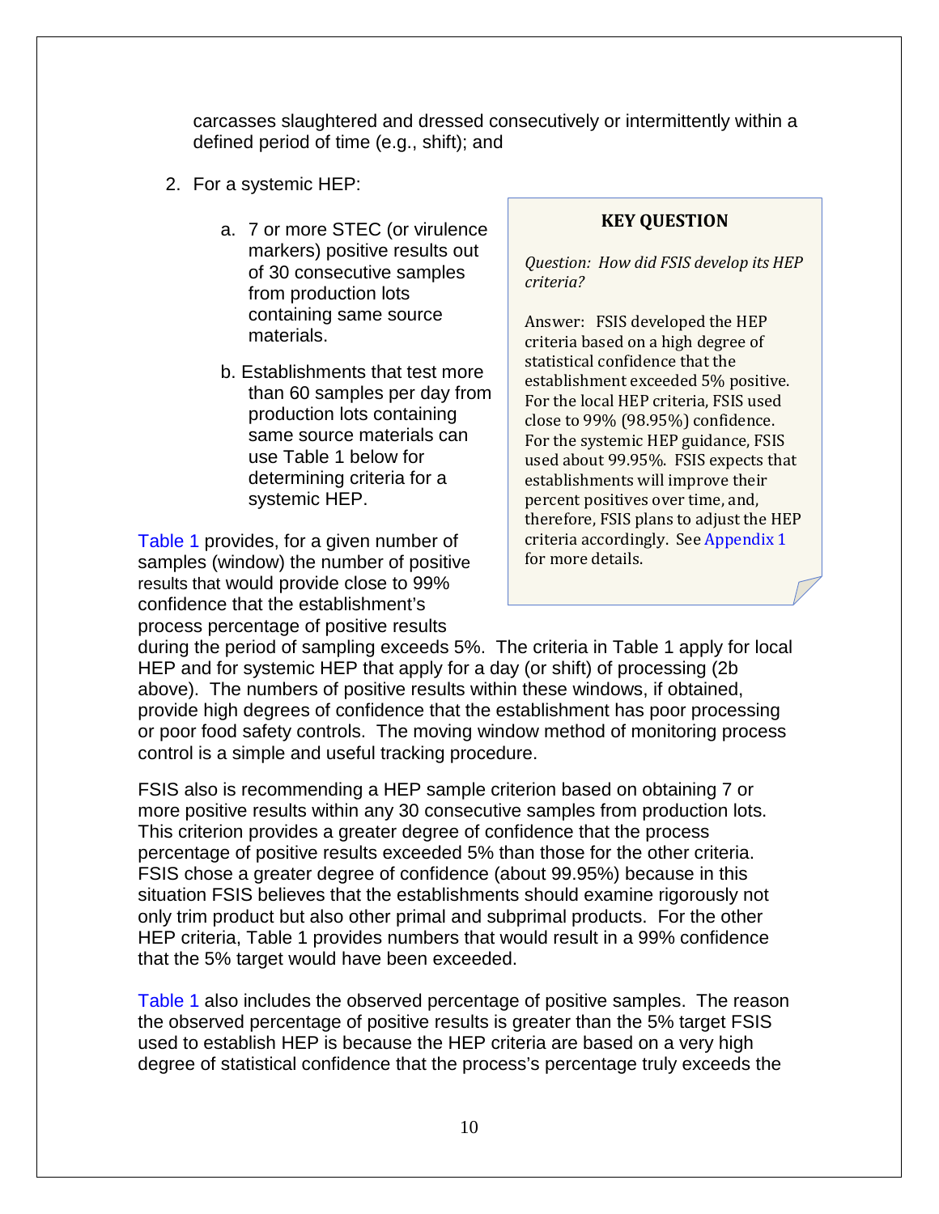carcasses slaughtered and dressed consecutively or intermittently within a defined period of time (e.g., shift); and

2. For a systemic HEP:

   a. 7 or more STEC (or virulence markers) positive results out of 30 consecutive samples from production lots containing same source materials.

   b. Establishments that test more than 60 samples per day from production lots containing same source materials can use Table 1 below for determining criteria for a systemic HEP.

> **KEY QUESTION**
>
> *Question: How did FSIS develop its HEP criteria?*
>
> Answer: FSIS developed the HEP criteria based on a high degree of statistical confidence that the establishment exceeded 5% positive. For the local HEP criteria, FSIS used close to 99% (98.95%) confidence. For the systemic HEP guidance, FSIS used about 99.95%. FSIS expects that establishments will improve their percent positives over time, and, therefore, FSIS plans to adjust the HEP criteria accordingly. See Appendix 1 for more details.

Table 1 provides, for a given number of samples (window) the number of positive results that would provide close to 99% confidence that the establishment's process percentage of positive results during the period of sampling exceeds 5%. The criteria in Table 1 apply for local HEP and for systemic HEP that apply for a day (or shift) of processing (2b above). The numbers of positive results within these windows, if obtained, provide high degrees of confidence that the establishment has poor processing or poor food safety controls. The moving window method of monitoring process control is a simple and useful tracking procedure.

FSIS also is recommending a HEP sample criterion based on obtaining 7 or more positive results within any 30 consecutive samples from production lots. This criterion provides a greater degree of confidence that the process percentage of positive results exceeded 5% than those for the other criteria. FSIS chose a greater degree of confidence (about 99.95%) because in this situation FSIS believes that the establishments should examine rigorously not only trim product but also other primal and subprimal products. For the other HEP criteria, Table 1 provides numbers that would result in a 99% confidence that the 5% target would have been exceeded.

Table 1 also includes the observed percentage of positive samples. The reason the observed percentage of positive results is greater than the 5% target FSIS used to establish HEP is because the HEP criteria are based on a very high degree of statistical confidence that the process's percentage truly exceeds the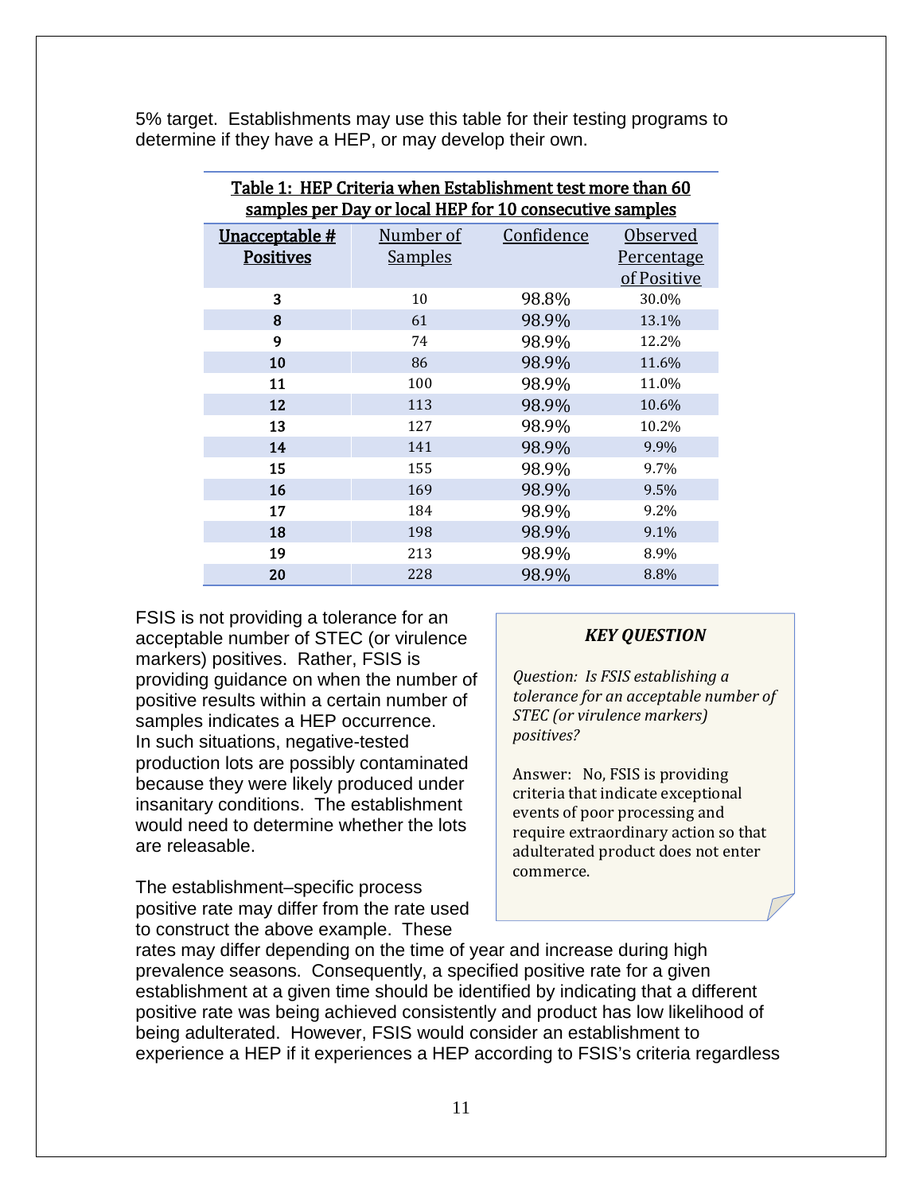5% target. Establishments may use this table for their testing programs to determine if they have a HEP, or may develop their own.

**Table 1: HEP Criteria when Establishment test more than 60 samples per Day or local HEP for 10 consecutive samples**

| Unacceptable # Positives | Number of Samples | Confidence | Observed Percentage of Positive |
|---|---|---|---|
| **3** | 10 | 98.8% | 30.0% |
| **8** | 61 | 98.9% | 13.1% |
| **9** | 74 | 98.9% | 12.2% |
| **10** | 86 | 98.9% | 11.6% |
| **11** | 100 | 98.9% | 11.0% |
| **12** | 113 | 98.9% | 10.6% |
| **13** | 127 | 98.9% | 10.2% |
| **14** | 141 | 98.9% | 9.9% |
| **15** | 155 | 98.9% | 9.7% |
| **16** | 169 | 98.9% | 9.5% |
| **17** | 184 | 98.9% | 9.2% |
| **18** | 198 | 98.9% | 9.1% |
| **19** | 213 | 98.9% | 8.9% |
| **20** | 228 | 98.9% | 8.8% |

FSIS is not providing a tolerance for an acceptable number of STEC (or virulence markers) positives. Rather, FSIS is providing guidance on when the number of positive results within a certain number of samples indicates a HEP occurrence. In such situations, negative-tested production lots are possibly contaminated because they were likely produced under insanitary conditions. The establishment would need to determine whether the lots are releasable.

> ***KEY QUESTION***
>
> *Question: Is FSIS establishing a tolerance for an acceptable number of STEC (or virulence markers) positives?*
>
> Answer: No, FSIS is providing criteria that indicate exceptional events of poor processing and require extraordinary action so that adulterated product does not enter commerce.

The establishment–specific process positive rate may differ from the rate used to construct the above example. These rates may differ depending on the time of year and increase during high prevalence seasons. Consequently, a specified positive rate for a given establishment at a given time should be identified by indicating that a different positive rate was being achieved consistently and product has low likelihood of being adulterated. However, FSIS would consider an establishment to experience a HEP if it experiences a HEP according to FSIS's criteria regardless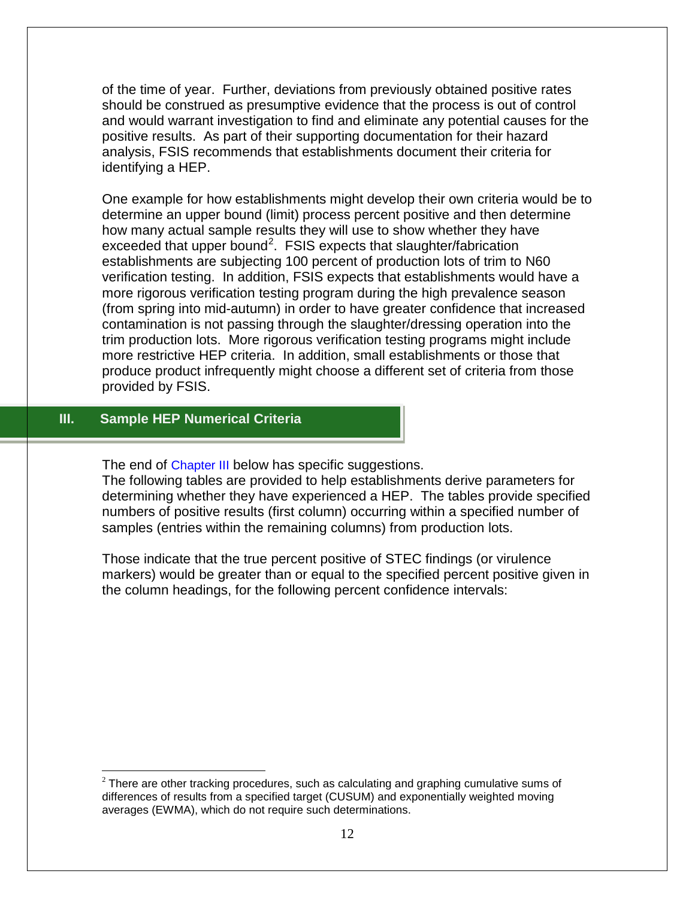of the time of year. Further, deviations from previously obtained positive rates should be construed as presumptive evidence that the process is out of control and would warrant investigation to find and eliminate any potential causes for the positive results. As part of their supporting documentation for their hazard analysis, FSIS recommends that establishments document their criteria for identifying a HEP.

One example for how establishments might develop their own criteria would be to determine an upper bound (limit) process percent positive and then determine how many actual sample results they will use to show whether they have exceeded that upper bound[2]. FSIS expects that slaughter/fabrication establishments are subjecting 100 percent of production lots of trim to N60 verification testing. In addition, FSIS expects that establishments would have a more rigorous verification testing program during the high prevalence season (from spring into mid-autumn) in order to have greater confidence that increased contamination is not passing through the slaughter/dressing operation into the trim production lots. More rigorous verification testing programs might include more restrictive HEP criteria. In addition, small establishments or those that produce product infrequently might choose a different set of criteria from those provided by FSIS.

## III. Sample HEP Numerical Criteria

The end of Chapter III below has specific suggestions.
The following tables are provided to help establishments derive parameters for determining whether they have experienced a HEP. The tables provide specified numbers of positive results (first column) occurring within a specified number of samples (entries within the remaining columns) from production lots.

Those indicate that the true percent positive of STEC findings (or virulence markers) would be greater than or equal to the specified percent positive given in the column headings, for the following percent confidence intervals:

[2] There are other tracking procedures, such as calculating and graphing cumulative sums of differences of results from a specified target (CUSUM) and exponentially weighted moving averages (EWMA), which do not require such determinations.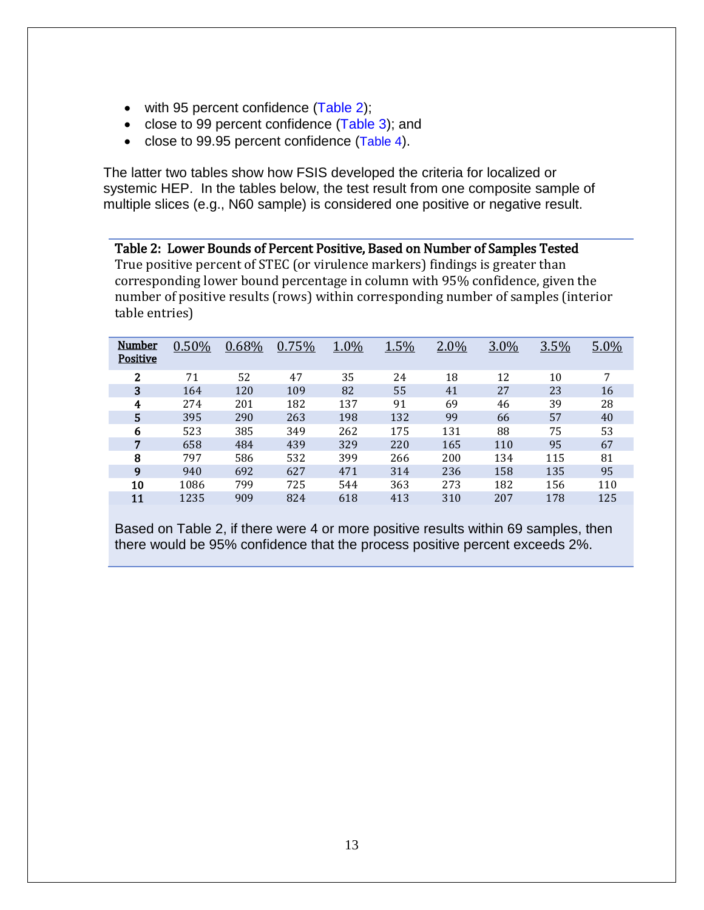- with 95 percent confidence (Table 2);
- close to 99 percent confidence (Table 3); and
- close to 99.95 percent confidence (Table 4).

The latter two tables show how FSIS developed the criteria for localized or systemic HEP. In the tables below, the test result from one composite sample of multiple slices (e.g., N60 sample) is considered one positive or negative result.

**Table 2: Lower Bounds of Percent Positive, Based on Number of Samples Tested**

True positive percent of STEC (or virulence markers) findings is greater than corresponding lower bound percentage in column with 95% confidence, given the number of positive results (rows) within corresponding number of samples (interior table entries)

| Number Positive | 0.50% | 0.68% | 0.75% | 1.0% | 1.5% | 2.0% | 3.0% | 3.5% | 5.0% |
|---|---|---|---|---|---|---|---|---|---|
| **2** | 71 | 52 | 47 | 35 | 24 | 18 | 12 | 10 | 7 |
| **3** | 164 | 120 | 109 | 82 | 55 | 41 | 27 | 23 | 16 |
| **4** | 274 | 201 | 182 | 137 | 91 | 69 | 46 | 39 | 28 |
| **5** | 395 | 290 | 263 | 198 | 132 | 99 | 66 | 57 | 40 |
| **6** | 523 | 385 | 349 | 262 | 175 | 131 | 88 | 75 | 53 |
| **7** | 658 | 484 | 439 | 329 | 220 | 165 | 110 | 95 | 67 |
| **8** | 797 | 586 | 532 | 399 | 266 | 200 | 134 | 115 | 81 |
| **9** | 940 | 692 | 627 | 471 | 314 | 236 | 158 | 135 | 95 |
| **10** | 1086 | 799 | 725 | 544 | 363 | 273 | 182 | 156 | 110 |
| **11** | 1235 | 909 | 824 | 618 | 413 | 310 | 207 | 178 | 125 |

Based on Table 2, if there were 4 or more positive results within 69 samples, then there would be 95% confidence that the process positive percent exceeds 2%.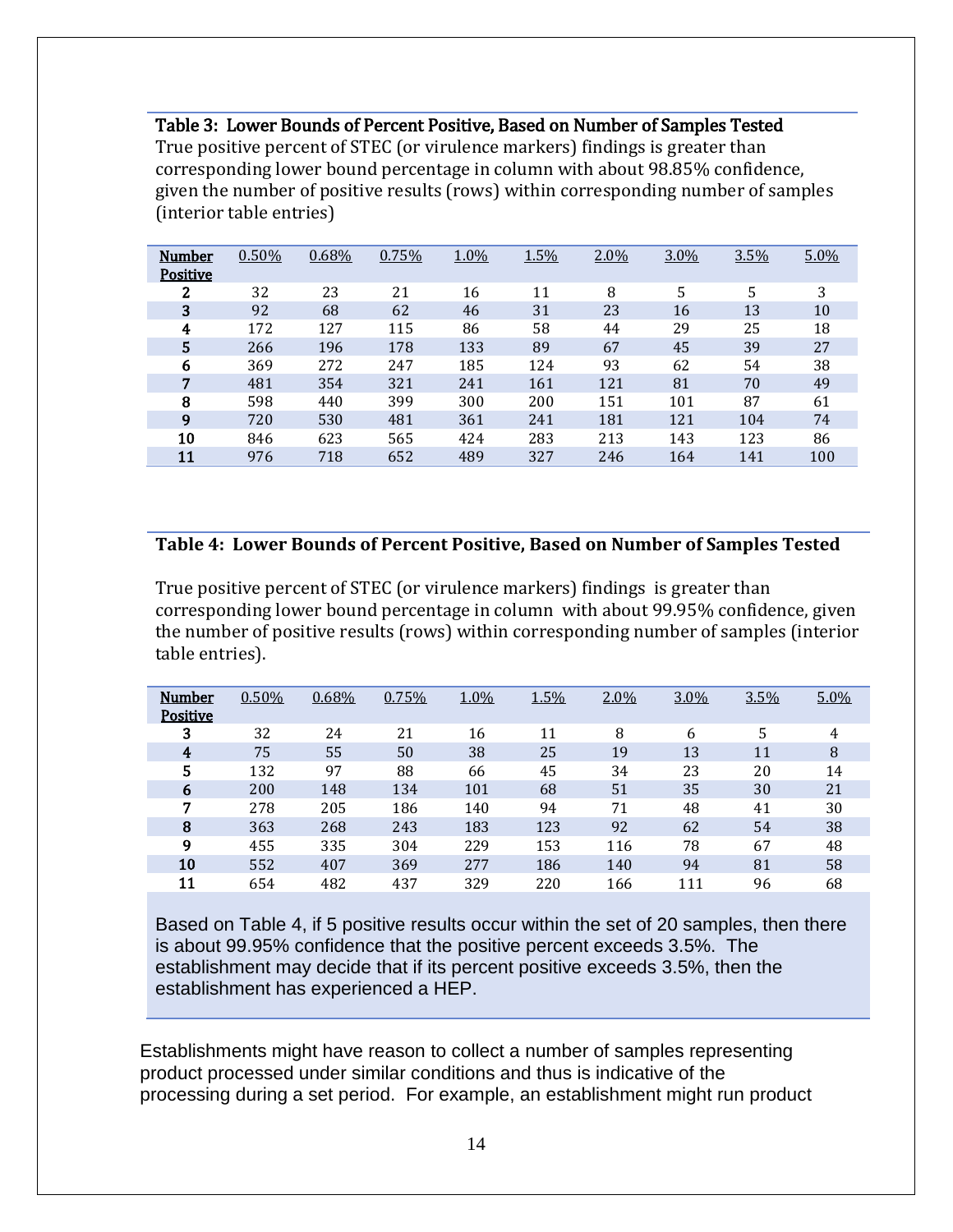**Table 3: Lower Bounds of Percent Positive, Based on Number of Samples Tested**

True positive percent of STEC (or virulence markers) findings is greater than corresponding lower bound percentage in column with about 98.85% confidence, given the number of positive results (rows) within corresponding number of samples (interior table entries)

| Number Positive | 0.50% | 0.68% | 0.75% | 1.0% | 1.5% | 2.0% | 3.0% | 3.5% | 5.0% |
|---|---|---|---|---|---|---|---|---|---|
| **2** | 32 | 23 | 21 | 16 | 11 | 8 | 5 | 5 | 3 |
| **3** | 92 | 68 | 62 | 46 | 31 | 23 | 16 | 13 | 10 |
| **4** | 172 | 127 | 115 | 86 | 58 | 44 | 29 | 25 | 18 |
| **5** | 266 | 196 | 178 | 133 | 89 | 67 | 45 | 39 | 27 |
| **6** | 369 | 272 | 247 | 185 | 124 | 93 | 62 | 54 | 38 |
| **7** | 481 | 354 | 321 | 241 | 161 | 121 | 81 | 70 | 49 |
| **8** | 598 | 440 | 399 | 300 | 200 | 151 | 101 | 87 | 61 |
| **9** | 720 | 530 | 481 | 361 | 241 | 181 | 121 | 104 | 74 |
| **10** | 846 | 623 | 565 | 424 | 283 | 213 | 143 | 123 | 86 |
| **11** | 976 | 718 | 652 | 489 | 327 | 246 | 164 | 141 | 100 |

**Table 4: Lower Bounds of Percent Positive, Based on Number of Samples Tested**

True positive percent of STEC (or virulence markers) findings is greater than corresponding lower bound percentage in column with about 99.95% confidence, given the number of positive results (rows) within corresponding number of samples (interior table entries).

| Number Positive | 0.50% | 0.68% | 0.75% | 1.0% | 1.5% | 2.0% | 3.0% | 3.5% | 5.0% |
|---|---|---|---|---|---|---|---|---|---|
| **3** | 32 | 24 | 21 | 16 | 11 | 8 | 6 | 5 | 4 |
| **4** | 75 | 55 | 50 | 38 | 25 | 19 | 13 | 11 | 8 |
| **5** | 132 | 97 | 88 | 66 | 45 | 34 | 23 | 20 | 14 |
| **6** | 200 | 148 | 134 | 101 | 68 | 51 | 35 | 30 | 21 |
| **7** | 278 | 205 | 186 | 140 | 94 | 71 | 48 | 41 | 30 |
| **8** | 363 | 268 | 243 | 183 | 123 | 92 | 62 | 54 | 38 |
| **9** | 455 | 335 | 304 | 229 | 153 | 116 | 78 | 67 | 48 |
| **10** | 552 | 407 | 369 | 277 | 186 | 140 | 94 | 81 | 58 |
| **11** | 654 | 482 | 437 | 329 | 220 | 166 | 111 | 96 | 68 |

Based on Table 4, if 5 positive results occur within the set of 20 samples, then there is about 99.95% confidence that the positive percent exceeds 3.5%. The establishment may decide that if its percent positive exceeds 3.5%, then the establishment has experienced a HEP.

Establishments might have reason to collect a number of samples representing product processed under similar conditions and thus is indicative of the processing during a set period. For example, an establishment might run product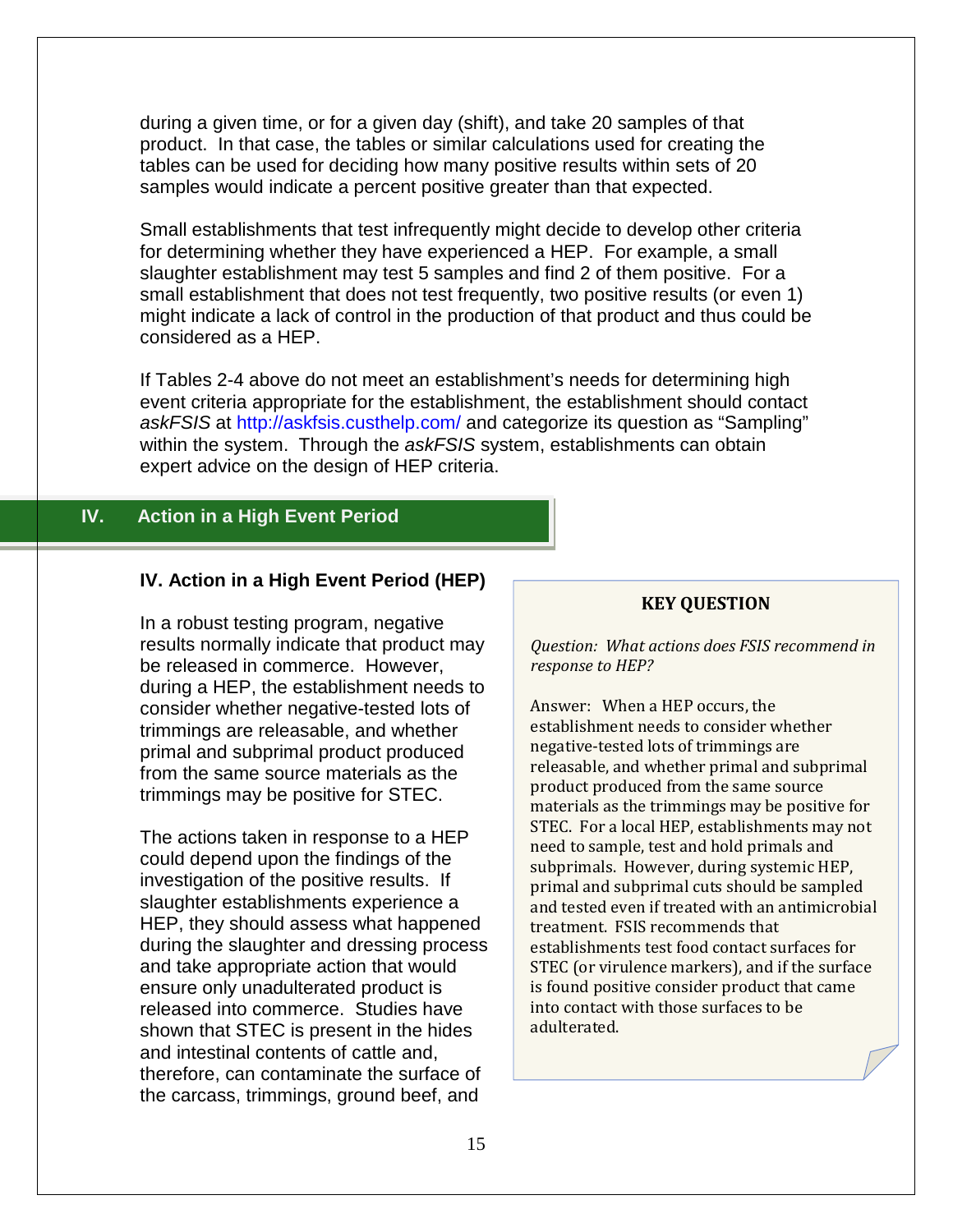during a given time, or for a given day (shift), and take 20 samples of that product. In that case, the tables or similar calculations used for creating the tables can be used for deciding how many positive results within sets of 20 samples would indicate a percent positive greater than that expected.

Small establishments that test infrequently might decide to develop other criteria for determining whether they have experienced a HEP. For example, a small slaughter establishment may test 5 samples and find 2 of them positive. For a small establishment that does not test frequently, two positive results (or even 1) might indicate a lack of control in the production of that product and thus could be considered as a HEP.

If Tables 2-4 above do not meet an establishment's needs for determining high event criteria appropriate for the establishment, the establishment should contact *askFSIS* at http://askfsis.custhelp.com/ and categorize its question as "Sampling" within the system. Through the *askFSIS* system, establishments can obtain expert advice on the design of HEP criteria.

## IV. Action in a High Event Period

### IV. Action in a High Event Period (HEP)

In a robust testing program, negative results normally indicate that product may be released in commerce. However, during a HEP, the establishment needs to consider whether negative-tested lots of trimmings are releasable, and whether primal and subprimal product produced from the same source materials as the trimmings may be positive for STEC.

The actions taken in response to a HEP could depend upon the findings of the investigation of the positive results. If slaughter establishments experience a HEP, they should assess what happened during the slaughter and dressing process and take appropriate action that would ensure only unadulterated product is released into commerce. Studies have shown that STEC is present in the hides and intestinal contents of cattle and, therefore, can contaminate the surface of the carcass, trimmings, ground beef, and

**KEY QUESTION**

*Question: What actions does FSIS recommend in response to HEP?*

Answer: When a HEP occurs, the establishment needs to consider whether negative-tested lots of trimmings are releasable, and whether primal and subprimal product produced from the same source materials as the trimmings may be positive for STEC. For a local HEP, establishments may not need to sample, test and hold primals and subprimals. However, during systemic HEP, primal and subprimal cuts should be sampled and tested even if treated with an antimicrobial treatment. FSIS recommends that establishments test food contact surfaces for STEC (or virulence markers), and if the surface is found positive consider product that came into contact with those surfaces to be adulterated.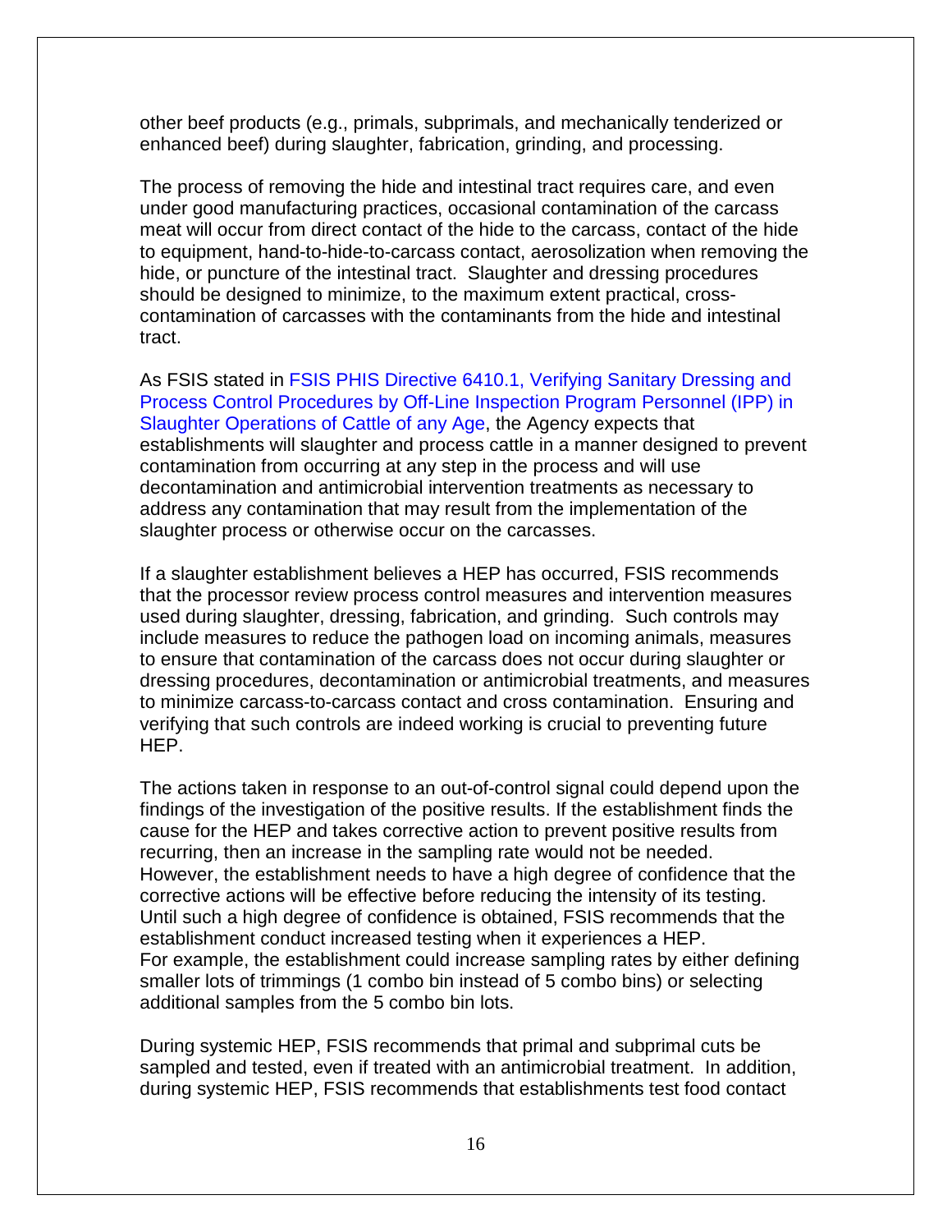other beef products (e.g., primals, subprimals, and mechanically tenderized or enhanced beef) during slaughter, fabrication, grinding, and processing.

The process of removing the hide and intestinal tract requires care, and even under good manufacturing practices, occasional contamination of the carcass meat will occur from direct contact of the hide to the carcass, contact of the hide to equipment, hand-to-hide-to-carcass contact, aerosolization when removing the hide, or puncture of the intestinal tract. Slaughter and dressing procedures should be designed to minimize, to the maximum extent practical, cross-contamination of carcasses with the contaminants from the hide and intestinal tract.

As FSIS stated in FSIS PHIS Directive 6410.1, Verifying Sanitary Dressing and Process Control Procedures by Off-Line Inspection Program Personnel (IPP) in Slaughter Operations of Cattle of any Age, the Agency expects that establishments will slaughter and process cattle in a manner designed to prevent contamination from occurring at any step in the process and will use decontamination and antimicrobial intervention treatments as necessary to address any contamination that may result from the implementation of the slaughter process or otherwise occur on the carcasses.

If a slaughter establishment believes a HEP has occurred, FSIS recommends that the processor review process control measures and intervention measures used during slaughter, dressing, fabrication, and grinding. Such controls may include measures to reduce the pathogen load on incoming animals, measures to ensure that contamination of the carcass does not occur during slaughter or dressing procedures, decontamination or antimicrobial treatments, and measures to minimize carcass-to-carcass contact and cross contamination. Ensuring and verifying that such controls are indeed working is crucial to preventing future HEP.

The actions taken in response to an out-of-control signal could depend upon the findings of the investigation of the positive results. If the establishment finds the cause for the HEP and takes corrective action to prevent positive results from recurring, then an increase in the sampling rate would not be needed. However, the establishment needs to have a high degree of confidence that the corrective actions will be effective before reducing the intensity of its testing. Until such a high degree of confidence is obtained, FSIS recommends that the establishment conduct increased testing when it experiences a HEP. For example, the establishment could increase sampling rates by either defining smaller lots of trimmings (1 combo bin instead of 5 combo bins) or selecting additional samples from the 5 combo bin lots.

During systemic HEP, FSIS recommends that primal and subprimal cuts be sampled and tested, even if treated with an antimicrobial treatment. In addition, during systemic HEP, FSIS recommends that establishments test food contact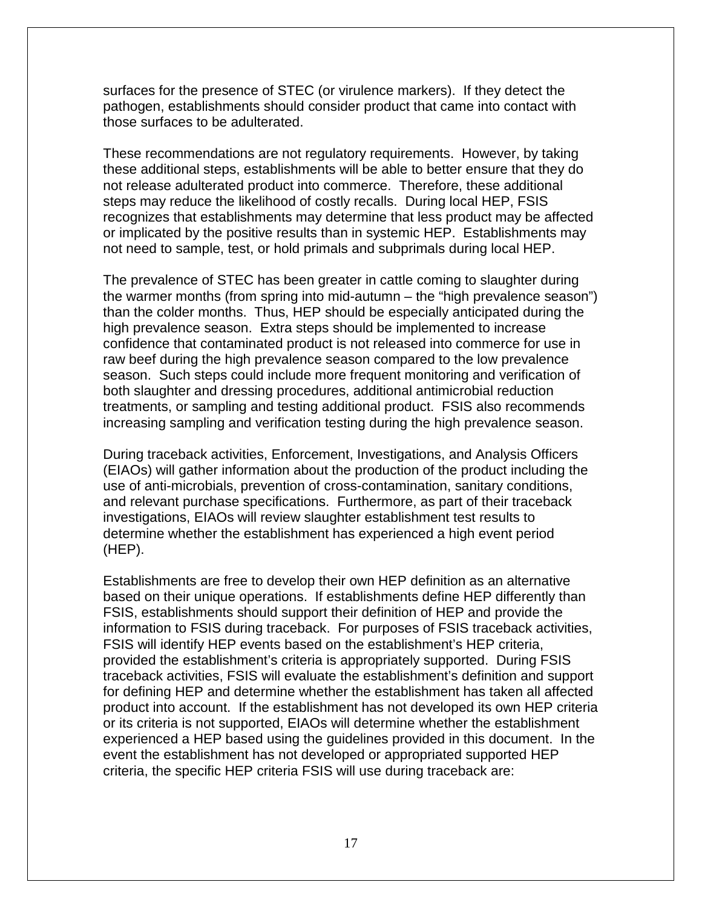surfaces for the presence of STEC (or virulence markers). If they detect the pathogen, establishments should consider product that came into contact with those surfaces to be adulterated.

These recommendations are not regulatory requirements. However, by taking these additional steps, establishments will be able to better ensure that they do not release adulterated product into commerce. Therefore, these additional steps may reduce the likelihood of costly recalls. During local HEP, FSIS recognizes that establishments may determine that less product may be affected or implicated by the positive results than in systemic HEP. Establishments may not need to sample, test, or hold primals and subprimals during local HEP.

The prevalence of STEC has been greater in cattle coming to slaughter during the warmer months (from spring into mid-autumn – the "high prevalence season") than the colder months. Thus, HEP should be especially anticipated during the high prevalence season. Extra steps should be implemented to increase confidence that contaminated product is not released into commerce for use in raw beef during the high prevalence season compared to the low prevalence season. Such steps could include more frequent monitoring and verification of both slaughter and dressing procedures, additional antimicrobial reduction treatments, or sampling and testing additional product. FSIS also recommends increasing sampling and verification testing during the high prevalence season.

During traceback activities, Enforcement, Investigations, and Analysis Officers (EIAOs) will gather information about the production of the product including the use of anti-microbials, prevention of cross-contamination, sanitary conditions, and relevant purchase specifications. Furthermore, as part of their traceback investigations, EIAOs will review slaughter establishment test results to determine whether the establishment has experienced a high event period (HEP).

Establishments are free to develop their own HEP definition as an alternative based on their unique operations. If establishments define HEP differently than FSIS, establishments should support their definition of HEP and provide the information to FSIS during traceback. For purposes of FSIS traceback activities, FSIS will identify HEP events based on the establishment's HEP criteria, provided the establishment's criteria is appropriately supported. During FSIS traceback activities, FSIS will evaluate the establishment's definition and support for defining HEP and determine whether the establishment has taken all affected product into account. If the establishment has not developed its own HEP criteria or its criteria is not supported, EIAOs will determine whether the establishment experienced a HEP based using the guidelines provided in this document. In the event the establishment has not developed or appropriated supported HEP criteria, the specific HEP criteria FSIS will use during traceback are: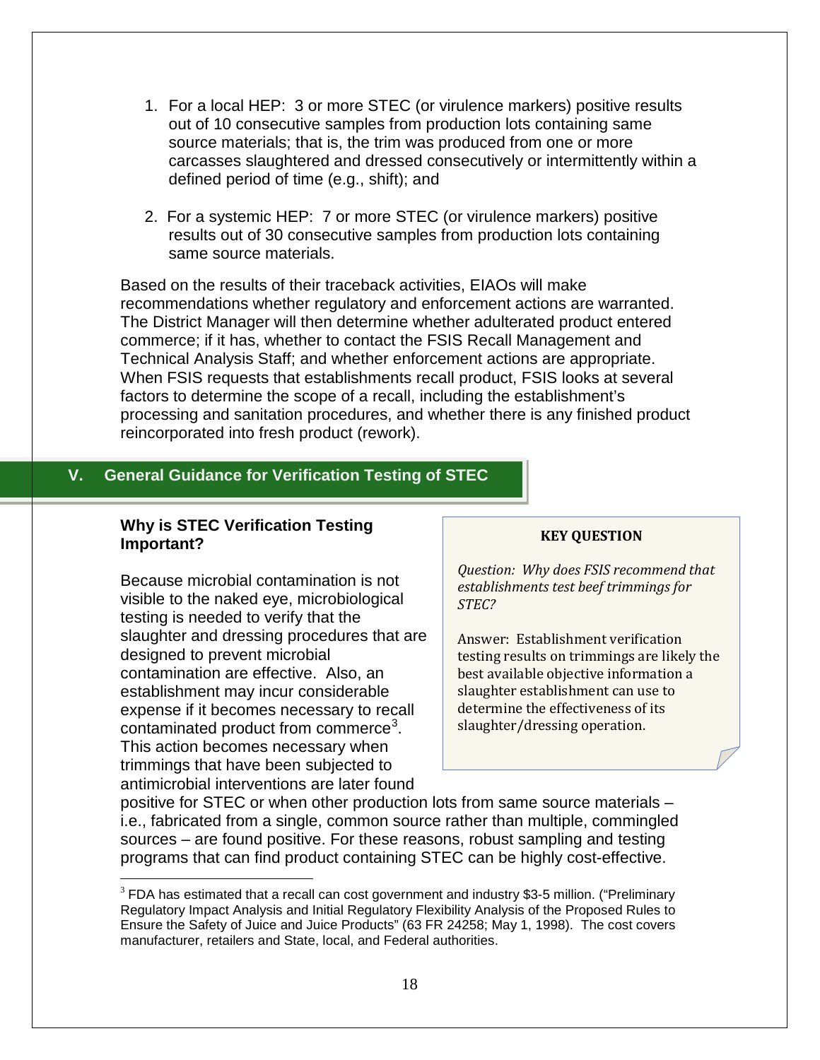1. For a local HEP: 3 or more STEC (or virulence markers) positive results out of 10 consecutive samples from production lots containing same source materials; that is, the trim was produced from one or more carcasses slaughtered and dressed consecutively or intermittently within a defined period of time (e.g., shift); and

2. For a systemic HEP: 7 or more STEC (or virulence markers) positive results out of 30 consecutive samples from production lots containing same source materials.

Based on the results of their traceback activities, EIAOs will make recommendations whether regulatory and enforcement actions are warranted. The District Manager will then determine whether adulterated product entered commerce; if it has, whether to contact the FSIS Recall Management and Technical Analysis Staff; and whether enforcement actions are appropriate. When FSIS requests that establishments recall product, FSIS looks at several factors to determine the scope of a recall, including the establishment's processing and sanitation procedures, and whether there is any finished product reincorporated into fresh product (rework).

## V. General Guidance for Verification Testing of STEC

### Why is STEC Verification Testing Important?

Because microbial contamination is not visible to the naked eye, microbiological testing is needed to verify that the slaughter and dressing procedures that are designed to prevent microbial contamination are effective. Also, an establishment may incur considerable expense if it becomes necessary to recall contaminated product from commerce[3]. This action becomes necessary when trimmings that have been subjected to antimicrobial interventions are later found positive for STEC or when other production lots from same source materials – i.e., fabricated from a single, common source rather than multiple, commingled sources – are found positive. For these reasons, robust sampling and testing programs that can find product containing STEC can be highly cost-effective.

> **KEY QUESTION**
>
> *Question: Why does FSIS recommend that establishments test beef trimmings for STEC?*
>
> Answer: Establishment verification testing results on trimmings are likely the best available objective information a slaughter establishment can use to determine the effectiveness of its slaughter/dressing operation.

[3] FDA has estimated that a recall can cost government and industry \$3-5 million. ("Preliminary Regulatory Impact Analysis and Initial Regulatory Flexibility Analysis of the Proposed Rules to Ensure the Safety of Juice and Juice Products" (63 FR 24258; May 1, 1998). The cost covers manufacturer, retailers and State, local, and Federal authorities.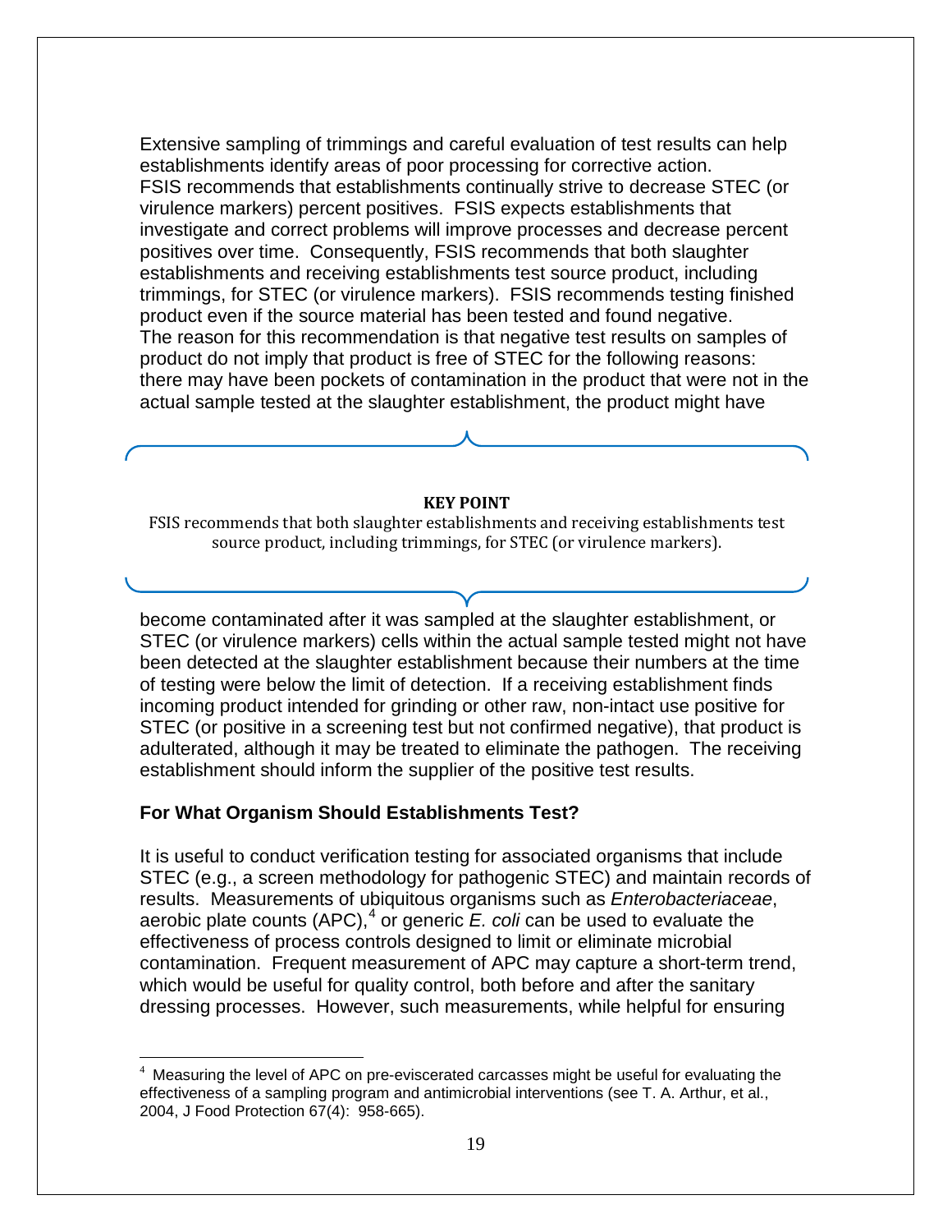Extensive sampling of trimmings and careful evaluation of test results can help establishments identify areas of poor processing for corrective action. FSIS recommends that establishments continually strive to decrease STEC (or virulence markers) percent positives. FSIS expects establishments that investigate and correct problems will improve processes and decrease percent positives over time. Consequently, FSIS recommends that both slaughter establishments and receiving establishments test source product, including trimmings, for STEC (or virulence markers). FSIS recommends testing finished product even if the source material has been tested and found negative. The reason for this recommendation is that negative test results on samples of product do not imply that product is free of STEC for the following reasons: there may have been pockets of contamination in the product that were not in the actual sample tested at the slaughter establishment, the product might have become contaminated after it was sampled at the slaughter establishment, or STEC (or virulence markers) cells within the actual sample tested might not have been detected at the slaughter establishment because their numbers at the time of testing were below the limit of detection. If a receiving establishment finds incoming product intended for grinding or other raw, non-intact use positive for STEC (or positive in a screening test but not confirmed negative), that product is adulterated, although it may be treated to eliminate the pathogen. The receiving establishment should inform the supplier of the positive test results.

> **KEY POINT**
>
> FSIS recommends that both slaughter establishments and receiving establishments test source product, including trimmings, for STEC (or virulence markers).

### For What Organism Should Establishments Test?

It is useful to conduct verification testing for associated organisms that include STEC (e.g., a screen methodology for pathogenic STEC) and maintain records of results. Measurements of ubiquitous organisms such as *Enterobacteriaceae*, aerobic plate counts (APC),[4] or generic *E. coli* can be used to evaluate the effectiveness of process controls designed to limit or eliminate microbial contamination. Frequent measurement of APC may capture a short-term trend, which would be useful for quality control, both before and after the sanitary dressing processes. However, such measurements, while helpful for ensuring

[4] Measuring the level of APC on pre-eviscerated carcasses might be useful for evaluating the effectiveness of a sampling program and antimicrobial interventions (see T. A. Arthur, et al., 2004, J Food Protection 67(4): 958-665).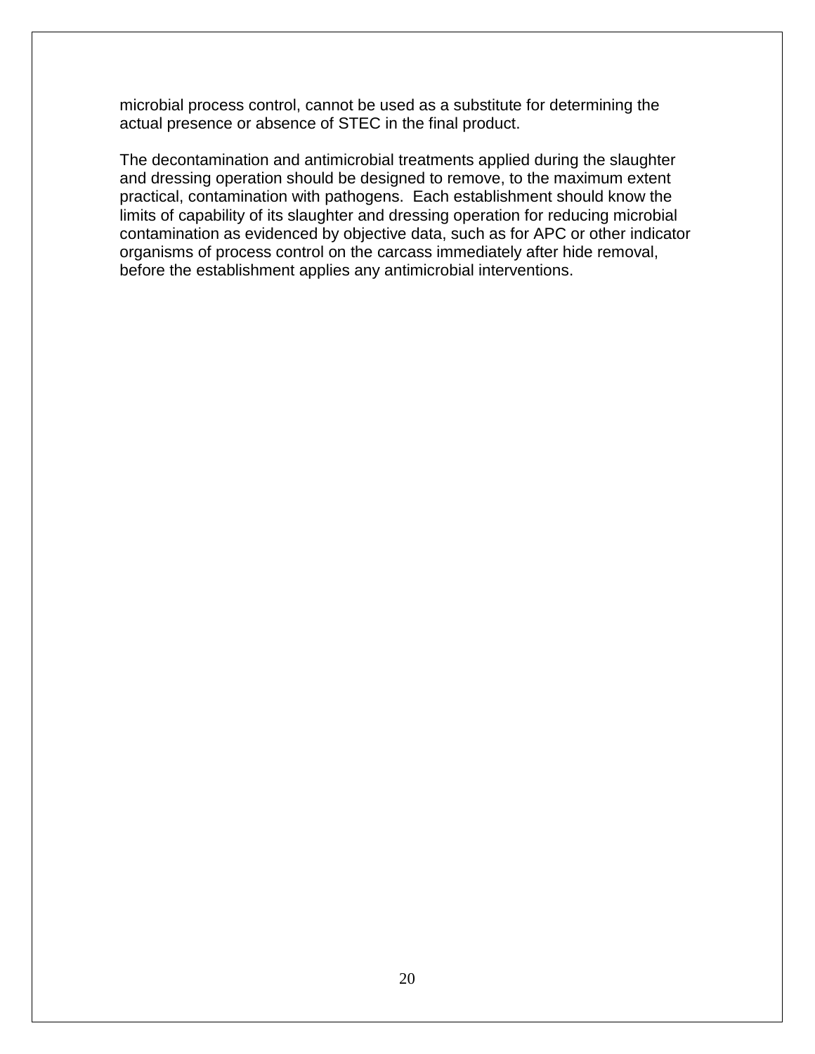microbial process control, cannot be used as a substitute for determining the actual presence or absence of STEC in the final product.

The decontamination and antimicrobial treatments applied during the slaughter and dressing operation should be designed to remove, to the maximum extent practical, contamination with pathogens.  Each establishment should know the limits of capability of its slaughter and dressing operation for reducing microbial contamination as evidenced by objective data, such as for APC or other indicator organisms of process control on the carcass immediately after hide removal, before the establishment applies any antimicrobial interventions.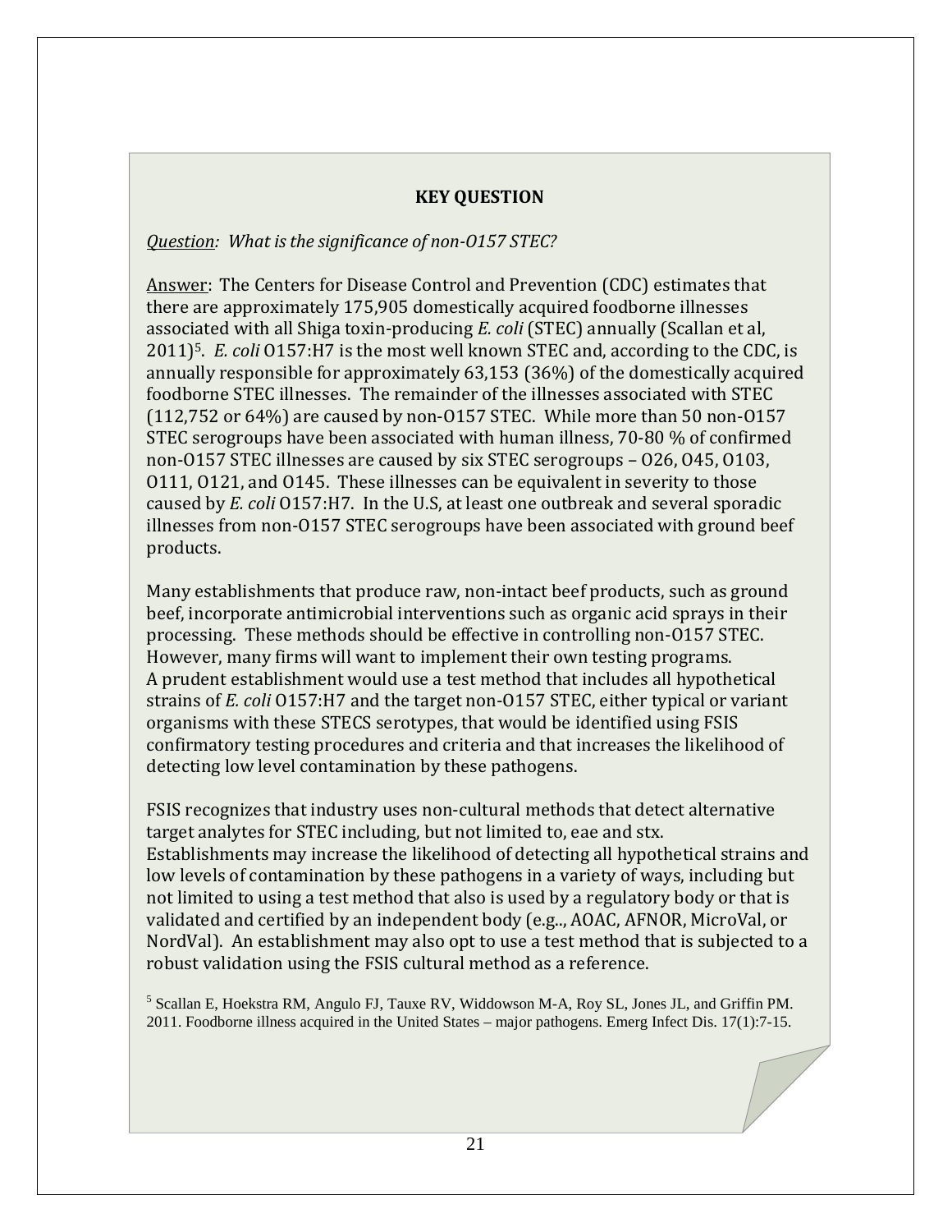**KEY QUESTION**

*Question: What is the significance of non-O157 STEC?*

Answer: The Centers for Disease Control and Prevention (CDC) estimates that there are approximately 175,905 domestically acquired foodborne illnesses associated with all Shiga toxin-producing *E. coli* (STEC) annually (Scallan et al, 2011)[5]. *E. coli* O157:H7 is the most well known STEC and, according to the CDC, is annually responsible for approximately 63,153 (36%) of the domestically acquired foodborne STEC illnesses. The remainder of the illnesses associated with STEC (112,752 or 64%) are caused by non-O157 STEC. While more than 50 non-O157 STEC serogroups have been associated with human illness, 70-80 % of confirmed non-O157 STEC illnesses are caused by six STEC serogroups – O26, O45, O103, O111, O121, and O145. These illnesses can be equivalent in severity to those caused by *E. coli* O157:H7. In the U.S, at least one outbreak and several sporadic illnesses from non-O157 STEC serogroups have been associated with ground beef products.

Many establishments that produce raw, non-intact beef products, such as ground beef, incorporate antimicrobial interventions such as organic acid sprays in their processing. These methods should be effective in controlling non-O157 STEC. However, many firms will want to implement their own testing programs. A prudent establishment would use a test method that includes all hypothetical strains of *E. coli* O157:H7 and the target non-O157 STEC, either typical or variant organisms with these STECS serotypes, that would be identified using FSIS confirmatory testing procedures and criteria and that increases the likelihood of detecting low level contamination by these pathogens.

FSIS recognizes that industry uses non-cultural methods that detect alternative target analytes for STEC including, but not limited to, eae and stx. Establishments may increase the likelihood of detecting all hypothetical strains and low levels of contamination by these pathogens in a variety of ways, including but not limited to using a test method that also is used by a regulatory body or that is validated and certified by an independent body (e.g.., AOAC, AFNOR, MicroVal, or NordVal). An establishment may also opt to use a test method that is subjected to a robust validation using the FSIS cultural method as a reference.

[5] Scallan E, Hoekstra RM, Angulo FJ, Tauxe RV, Widdowson M-A, Roy SL, Jones JL, and Griffin PM. 2011. Foodborne illness acquired in the United States – major pathogens. Emerg Infect Dis. 17(1):7-15.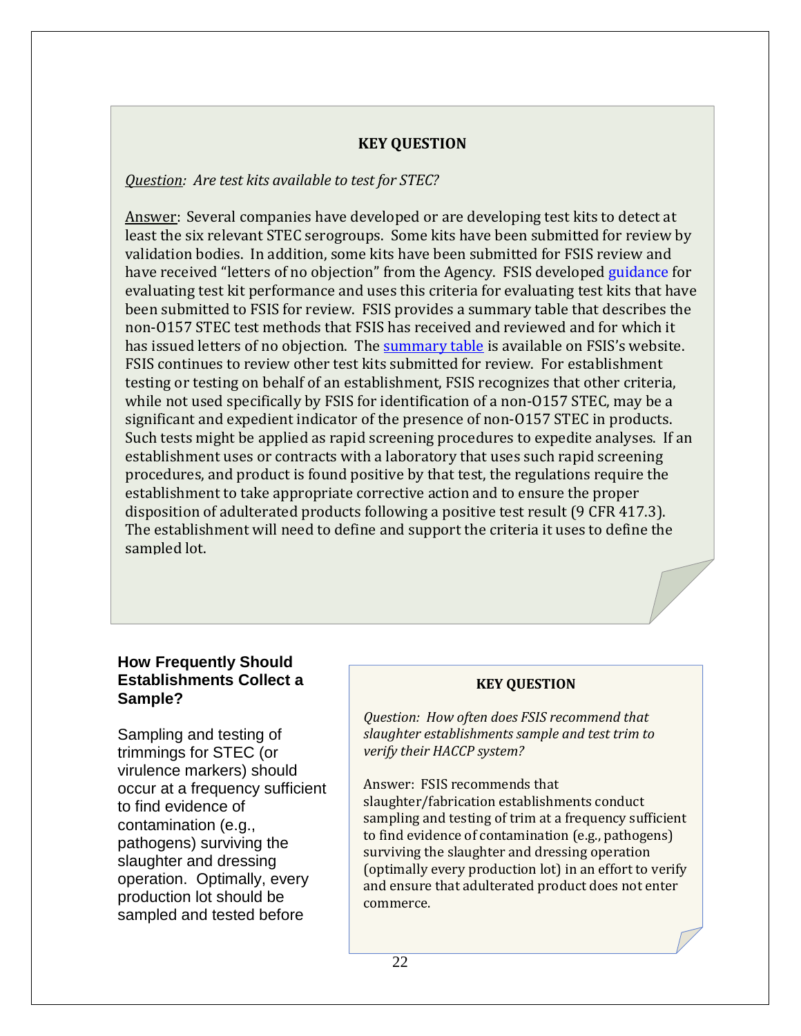**KEY QUESTION**

<u>*Question*</u>*: Are test kits available to test for STEC?*

<u>Answer</u>: Several companies have developed or are developing test kits to detect at least the six relevant STEC serogroups. Some kits have been submitted for review by validation bodies. In addition, some kits have been submitted for FSIS review and have received "letters of no objection" from the Agency. FSIS developed guidance for evaluating test kit performance and uses this criteria for evaluating test kits that have been submitted to FSIS for review. FSIS provides a summary table that describes the non-O157 STEC test methods that FSIS has received and reviewed and for which it has issued letters of no objection. The summary table is available on FSIS's website. FSIS continues to review other test kits submitted for review. For establishment testing or testing on behalf of an establishment, FSIS recognizes that other criteria, while not used specifically by FSIS for identification of a non-O157 STEC, may be a significant and expedient indicator of the presence of non-O157 STEC in products. Such tests might be applied as rapid screening procedures to expedite analyses. If an establishment uses or contracts with a laboratory that uses such rapid screening procedures, and product is found positive by that test, the regulations require the establishment to take appropriate corrective action and to ensure the proper disposition of adulterated products following a positive test result (9 CFR 417.3). The establishment will need to define and support the criteria it uses to define the sampled lot.

## How Frequently Should Establishments Collect a Sample?

Sampling and testing of trimmings for STEC (or virulence markers) should occur at a frequency sufficient to find evidence of contamination (e.g., pathogens) surviving the slaughter and dressing operation. Optimally, every production lot should be sampled and tested before

**KEY QUESTION**

*Question: How often does FSIS recommend that slaughter establishments sample and test trim to verify their HACCP system?*

Answer: FSIS recommends that slaughter/fabrication establishments conduct sampling and testing of trim at a frequency sufficient to find evidence of contamination (e.g., pathogens) surviving the slaughter and dressing operation (optimally every production lot) in an effort to verify and ensure that adulterated product does not enter commerce.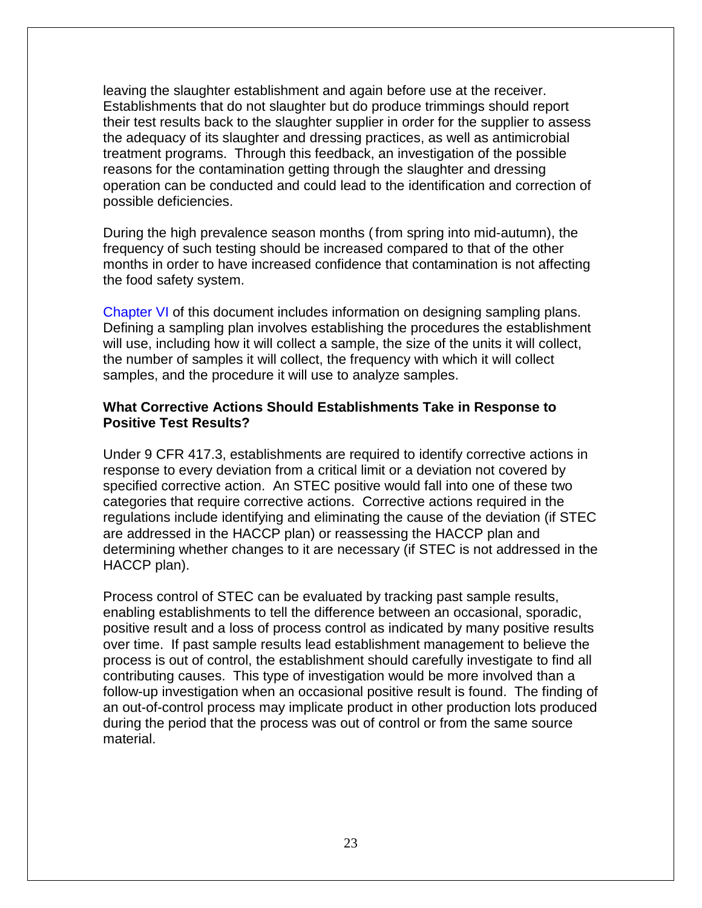leaving the slaughter establishment and again before use at the receiver. Establishments that do not slaughter but do produce trimmings should report their test results back to the slaughter supplier in order for the supplier to assess the adequacy of its slaughter and dressing practices, as well as antimicrobial treatment programs. Through this feedback, an investigation of the possible reasons for the contamination getting through the slaughter and dressing operation can be conducted and could lead to the identification and correction of possible deficiencies.

During the high prevalence season months (from spring into mid-autumn), the frequency of such testing should be increased compared to that of the other months in order to have increased confidence that contamination is not affecting the food safety system.

Chapter VI of this document includes information on designing sampling plans. Defining a sampling plan involves establishing the procedures the establishment will use, including how it will collect a sample, the size of the units it will collect, the number of samples it will collect, the frequency with which it will collect samples, and the procedure it will use to analyze samples.

**What Corrective Actions Should Establishments Take in Response to Positive Test Results?**

Under 9 CFR 417.3, establishments are required to identify corrective actions in response to every deviation from a critical limit or a deviation not covered by specified corrective action. An STEC positive would fall into one of these two categories that require corrective actions. Corrective actions required in the regulations include identifying and eliminating the cause of the deviation (if STEC are addressed in the HACCP plan) or reassessing the HACCP plan and determining whether changes to it are necessary (if STEC is not addressed in the HACCP plan).

Process control of STEC can be evaluated by tracking past sample results, enabling establishments to tell the difference between an occasional, sporadic, positive result and a loss of process control as indicated by many positive results over time. If past sample results lead establishment management to believe the process is out of control, the establishment should carefully investigate to find all contributing causes. This type of investigation would be more involved than a follow-up investigation when an occasional positive result is found. The finding of an out-of-control process may implicate product in other production lots produced during the period that the process was out of control or from the same source material.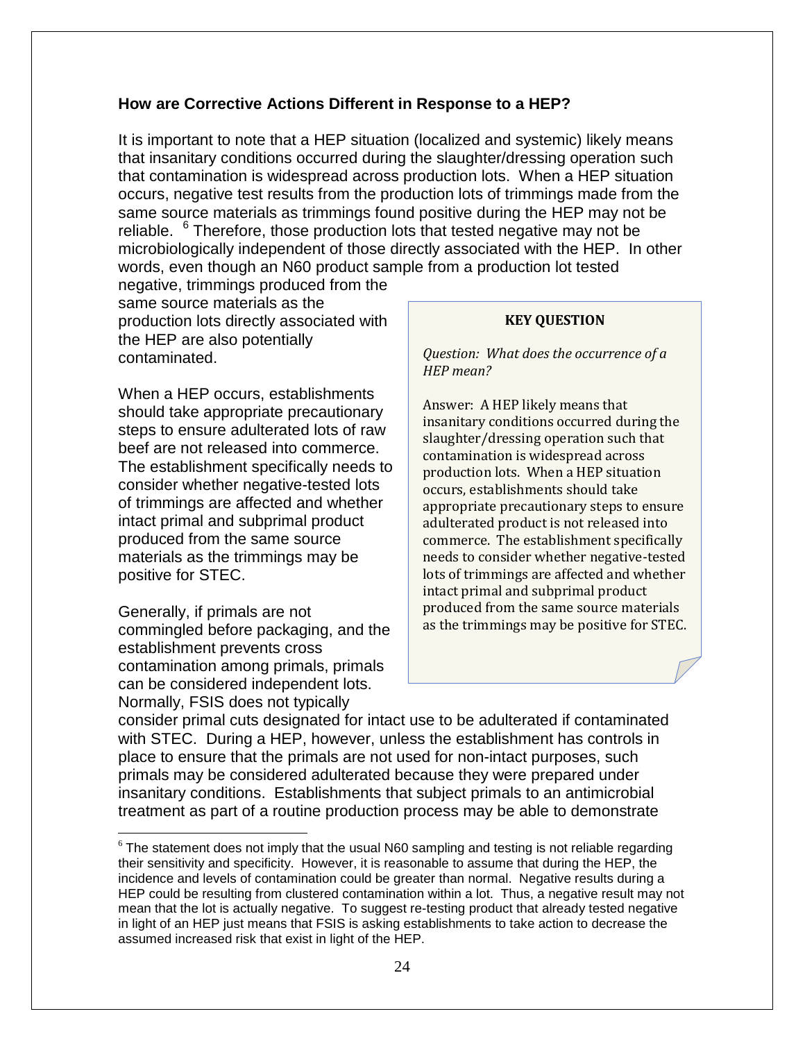**How are Corrective Actions Different in Response to a HEP?**

It is important to note that a HEP situation (localized and systemic) likely means that insanitary conditions occurred during the slaughter/dressing operation such that contamination is widespread across production lots. When a HEP situation occurs, negative test results from the production lots of trimmings made from the same source materials as trimmings found positive during the HEP may not be reliable. [6] Therefore, those production lots that tested negative may not be microbiologically independent of those directly associated with the HEP. In other words, even though an N60 product sample from a production lot tested negative, trimmings produced from the same source materials as the production lots directly associated with the HEP are also potentially contaminated.

When a HEP occurs, establishments should take appropriate precautionary steps to ensure adulterated lots of raw beef are not released into commerce. The establishment specifically needs to consider whether negative-tested lots of trimmings are affected and whether intact primal and subprimal product produced from the same source materials as the trimmings may be positive for STEC.

Generally, if primals are not commingled before packaging, and the establishment prevents cross contamination among primals, primals can be considered independent lots. Normally, FSIS does not typically consider primal cuts designated for intact use to be adulterated if contaminated with STEC. During a HEP, however, unless the establishment has controls in place to ensure that the primals are not used for non-intact purposes, such primals may be considered adulterated because they were prepared under insanitary conditions. Establishments that subject primals to an antimicrobial treatment as part of a routine production process may be able to demonstrate

> **KEY QUESTION**
>
> *Question: What does the occurrence of a HEP mean?*
>
> Answer: A HEP likely means that insanitary conditions occurred during the slaughter/dressing operation such that contamination is widespread across production lots. When a HEP situation occurs, establishments should take appropriate precautionary steps to ensure adulterated product is not released into commerce. The establishment specifically needs to consider whether negative-tested lots of trimmings are affected and whether intact primal and subprimal product produced from the same source materials as the trimmings may be positive for STEC.

---

[6] The statement does not imply that the usual N60 sampling and testing is not reliable regarding their sensitivity and specificity. However, it is reasonable to assume that during the HEP, the incidence and levels of contamination could be greater than normal. Negative results during a HEP could be resulting from clustered contamination within a lot. Thus, a negative result may not mean that the lot is actually negative. To suggest re-testing product that already tested negative in light of an HEP just means that FSIS is asking establishments to take action to decrease the assumed increased risk that exist in light of the HEP.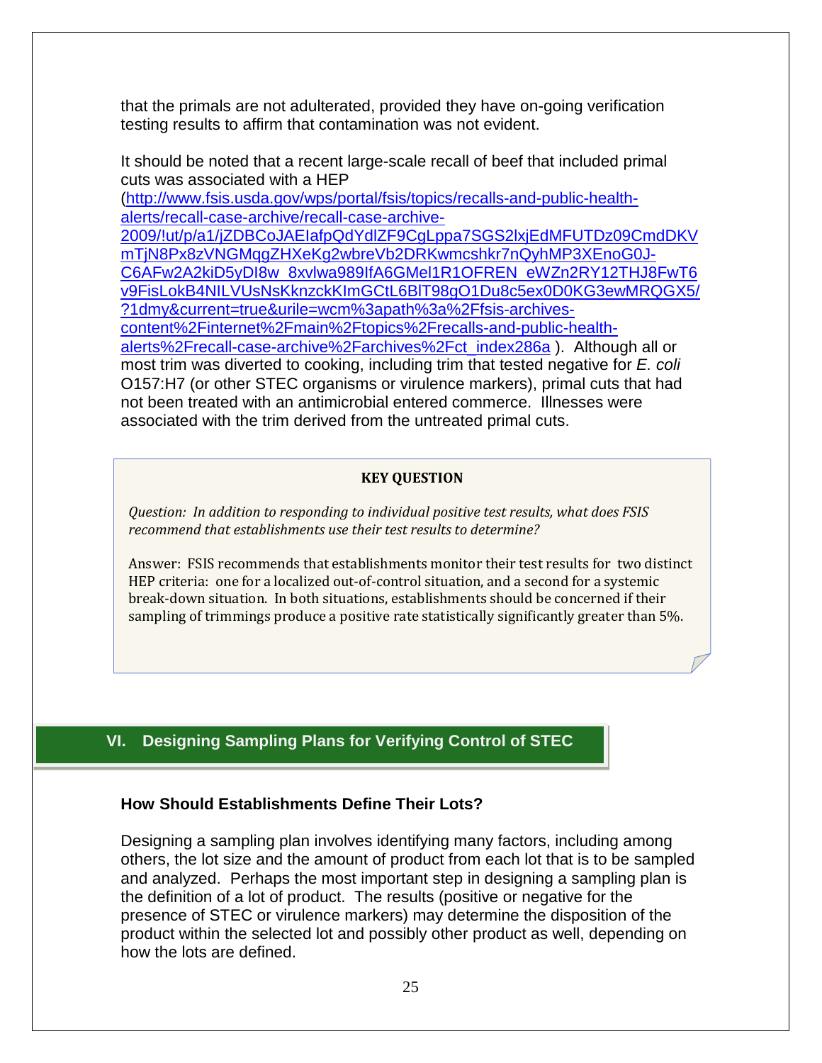that the primals are not adulterated, provided they have on-going verification testing results to affirm that contamination was not evident.

It should be noted that a recent large-scale recall of beef that included primal cuts was associated with a HEP (http://www.fsis.usda.gov/wps/portal/fsis/topics/recalls-and-public-health-alerts/recall-case-archive/recall-case-archive-2009/!ut/p/a1/jZDBCoJAEIafpQdYdlZF9CgLppa7SGS2lxjEdMFUTDz09CmdDKVmTjN8Px8zVNGMqgZHXeKg2wbreVb2DRKwmcshkr7nQyhMP3XEnoG0J-C6AFw2A2kiD5yDI8w_8xvlwa989IfA6GMeI1R1OFREN_eWZn2RY12THJ8FwT6v9FisLokB4NILVUsNsKknzckKImGCtL6BlT98gO1Du8c5ex0D0KG3ewMRQGX5/?1dmy&current=true&urile=wcm%3apath%3a%2Ffsis-archives-content%2Finternet%2Fmain%2Ftopics%2Frecalls-and-public-health-alerts%2Frecall-case-archive%2Farchives%2Fct_index286a ). Although all or most trim was diverted to cooking, including trim that tested negative for *E. coli* O157:H7 (or other STEC organisms or virulence markers), primal cuts that had not been treated with an antimicrobial entered commerce. Illnesses were associated with the trim derived from the untreated primal cuts.

> **KEY QUESTION**
>
> *Question: In addition to responding to individual positive test results, what does FSIS recommend that establishments use their test results to determine?*
>
> Answer: FSIS recommends that establishments monitor their test results for two distinct HEP criteria: one for a localized out-of-control situation, and a second for a systemic break-down situation. In both situations, establishments should be concerned if their sampling of trimmings produce a positive rate statistically significantly greater than 5%.

## VI. Designing Sampling Plans for Verifying Control of STEC

### How Should Establishments Define Their Lots?

Designing a sampling plan involves identifying many factors, including among others, the lot size and the amount of product from each lot that is to be sampled and analyzed. Perhaps the most important step in designing a sampling plan is the definition of a lot of product. The results (positive or negative for the presence of STEC or virulence markers) may determine the disposition of the product within the selected lot and possibly other product as well, depending on how the lots are defined.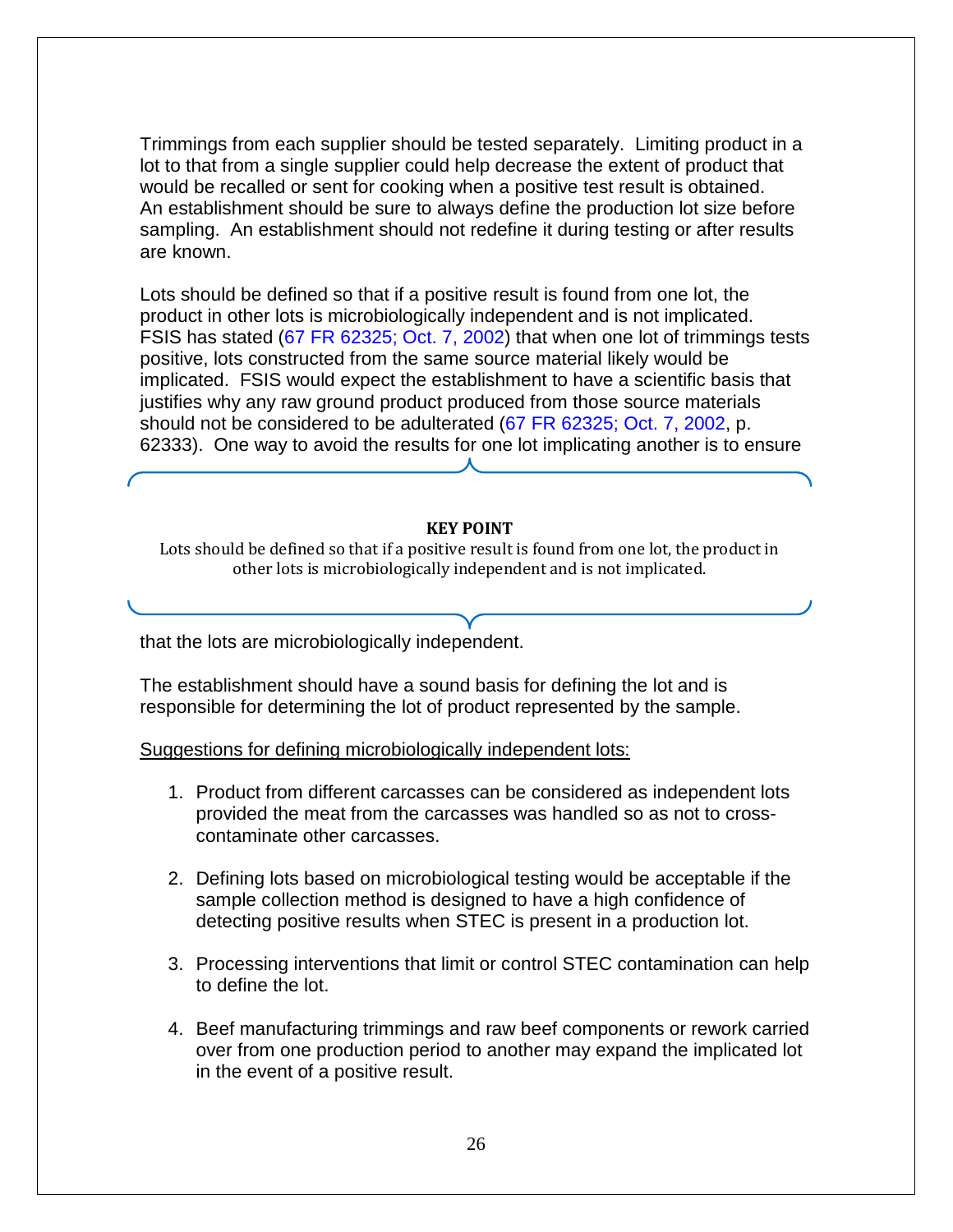Trimmings from each supplier should be tested separately. Limiting product in a lot to that from a single supplier could help decrease the extent of product that would be recalled or sent for cooking when a positive test result is obtained. An establishment should be sure to always define the production lot size before sampling. An establishment should not redefine it during testing or after results are known.

Lots should be defined so that if a positive result is found from one lot, the product in other lots is microbiologically independent and is not implicated. FSIS has stated (67 FR 62325; Oct. 7, 2002) that when one lot of trimmings tests positive, lots constructed from the same source material likely would be implicated. FSIS would expect the establishment to have a scientific basis that justifies why any raw ground product produced from those source materials should not be considered to be adulterated (67 FR 62325; Oct. 7, 2002, p. 62333). One way to avoid the results for one lot implicating another is to ensure that the lots are microbiologically independent.

> **KEY POINT**
>
> Lots should be defined so that if a positive result is found from one lot, the product in other lots is microbiologically independent and is not implicated.

The establishment should have a sound basis for defining the lot and is responsible for determining the lot of product represented by the sample.

Suggestions for defining microbiologically independent lots:

1. Product from different carcasses can be considered as independent lots provided the meat from the carcasses was handled so as not to cross-contaminate other carcasses.

2. Defining lots based on microbiological testing would be acceptable if the sample collection method is designed to have a high confidence of detecting positive results when STEC is present in a production lot.

3. Processing interventions that limit or control STEC contamination can help to define the lot.

4. Beef manufacturing trimmings and raw beef components or rework carried over from one production period to another may expand the implicated lot in the event of a positive result.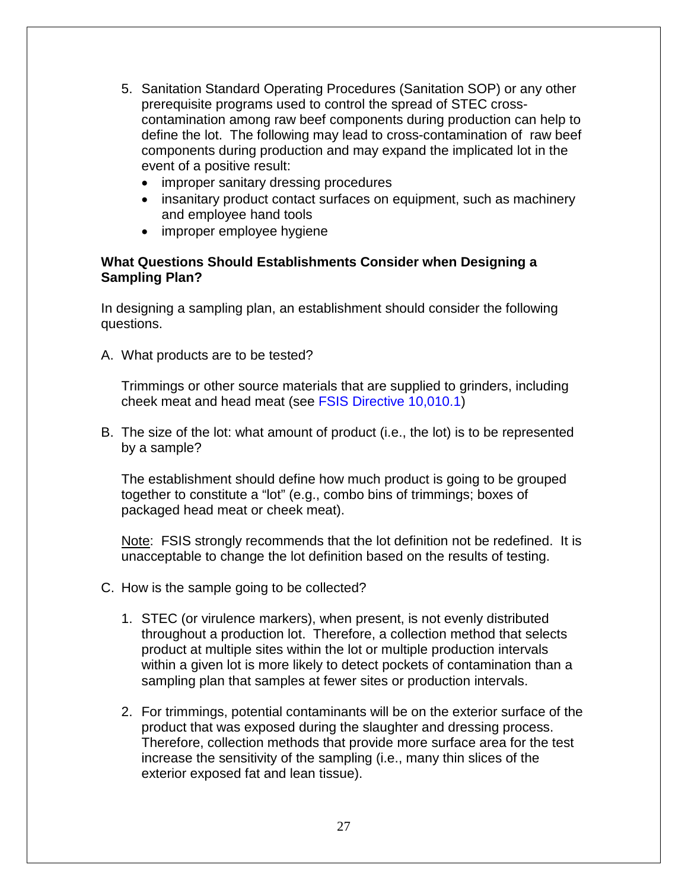5. Sanitation Standard Operating Procedures (Sanitation SOP) or any other prerequisite programs used to control the spread of STEC cross-contamination among raw beef components during production can help to define the lot. The following may lead to cross-contamination of raw beef components during production and may expand the implicated lot in the event of a positive result:
   - improper sanitary dressing procedures
   - insanitary product contact surfaces on equipment, such as machinery and employee hand tools
   - improper employee hygiene

**What Questions Should Establishments Consider when Designing a Sampling Plan?**

In designing a sampling plan, an establishment should consider the following questions.

A. What products are to be tested?

   Trimmings or other source materials that are supplied to grinders, including cheek meat and head meat (see FSIS Directive 10,010.1)

B. The size of the lot: what amount of product (i.e., the lot) is to be represented by a sample?

   The establishment should define how much product is going to be grouped together to constitute a "lot" (e.g., combo bins of trimmings; boxes of packaged head meat or cheek meat).

   Note: FSIS strongly recommends that the lot definition not be redefined. It is unacceptable to change the lot definition based on the results of testing.

C. How is the sample going to be collected?

   1. STEC (or virulence markers), when present, is not evenly distributed throughout a production lot. Therefore, a collection method that selects product at multiple sites within the lot or multiple production intervals within a given lot is more likely to detect pockets of contamination than a sampling plan that samples at fewer sites or production intervals.

   2. For trimmings, potential contaminants will be on the exterior surface of the product that was exposed during the slaughter and dressing process. Therefore, collection methods that provide more surface area for the test increase the sensitivity of the sampling (i.e., many thin slices of the exterior exposed fat and lean tissue).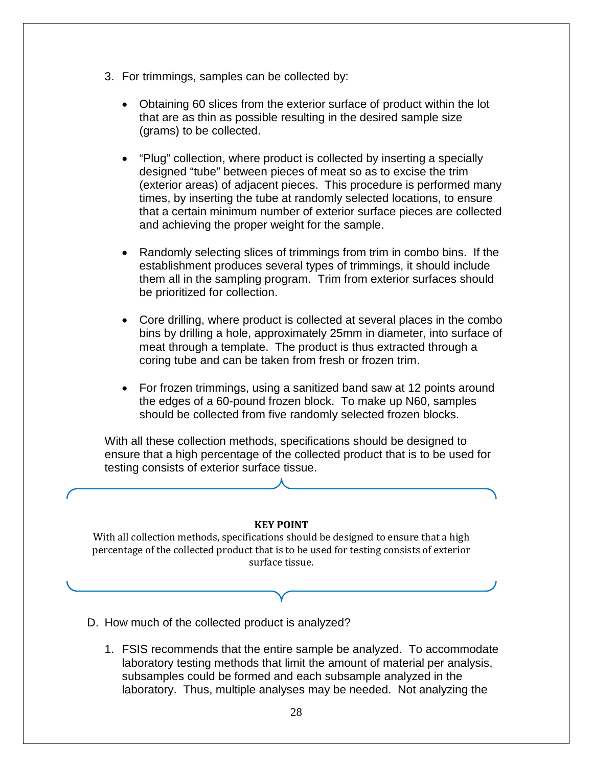3. For trimmings, samples can be collected by:

   - Obtaining 60 slices from the exterior surface of product within the lot that are as thin as possible resulting in the desired sample size (grams) to be collected.

   - "Plug" collection, where product is collected by inserting a specially designed "tube" between pieces of meat so as to excise the trim (exterior areas) of adjacent pieces. This procedure is performed many times, by inserting the tube at randomly selected locations, to ensure that a certain minimum number of exterior surface pieces are collected and achieving the proper weight for the sample.

   - Randomly selecting slices of trimmings from trim in combo bins. If the establishment produces several types of trimmings, it should include them all in the sampling program. Trim from exterior surfaces should be prioritized for collection.

   - Core drilling, where product is collected at several places in the combo bins by drilling a hole, approximately 25mm in diameter, into surface of meat through a template. The product is thus extracted through a coring tube and can be taken from fresh or frozen trim.

   - For frozen trimmings, using a sanitized band saw at 12 points around the edges of a 60-pound frozen block. To make up N60, samples should be collected from five randomly selected frozen blocks.

With all these collection methods, specifications should be designed to ensure that a high percentage of the collected product that is to be used for testing consists of exterior surface tissue.

**KEY POINT**

With all collection methods, specifications should be designed to ensure that a high percentage of the collected product that is to be used for testing consists of exterior surface tissue.

D. How much of the collected product is analyzed?

1. FSIS recommends that the entire sample be analyzed. To accommodate laboratory testing methods that limit the amount of material per analysis, subsamples could be formed and each subsample analyzed in the laboratory. Thus, multiple analyses may be needed. Not analyzing the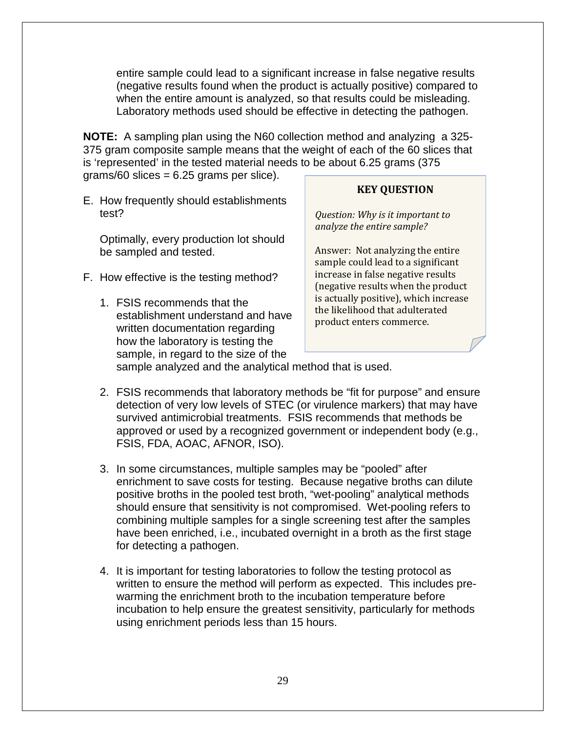entire sample could lead to a significant increase in false negative results (negative results found when the product is actually positive) compared to when the entire amount is analyzed, so that results could be misleading. Laboratory methods used should be effective in detecting the pathogen.

**NOTE:** A sampling plan using the N60 collection method and analyzing a 325-375 gram composite sample means that the weight of each of the 60 slices that is 'represented' in the tested material needs to be about 6.25 grams (375 grams/60 slices = 6.25 grams per slice).

E. How frequently should establishments test?

   Optimally, every production lot should be sampled and tested.

F. How effective is the testing method?

   1. FSIS recommends that the establishment understand and have written documentation regarding how the laboratory is testing the sample, in regard to the size of the sample analyzed and the analytical method that is used.

   2. FSIS recommends that laboratory methods be "fit for purpose" and ensure detection of very low levels of STEC (or virulence markers) that may have survived antimicrobial treatments. FSIS recommends that methods be approved or used by a recognized government or independent body (e.g., FSIS, FDA, AOAC, AFNOR, ISO).

   3. In some circumstances, multiple samples may be "pooled" after enrichment to save costs for testing. Because negative broths can dilute positive broths in the pooled test broth, "wet-pooling" analytical methods should ensure that sensitivity is not compromised. Wet-pooling refers to combining multiple samples for a single screening test after the samples have been enriched, i.e., incubated overnight in a broth as the first stage for detecting a pathogen.

   4. It is important for testing laboratories to follow the testing protocol as written to ensure the method will perform as expected. This includes pre-warming the enrichment broth to the incubation temperature before incubation to help ensure the greatest sensitivity, particularly for methods using enrichment periods less than 15 hours.

> **KEY QUESTION**
>
> *Question: Why is it important to analyze the entire sample?*
>
> Answer: Not analyzing the entire sample could lead to a significant increase in false negative results (negative results when the product is actually positive), which increase the likelihood that adulterated product enters commerce.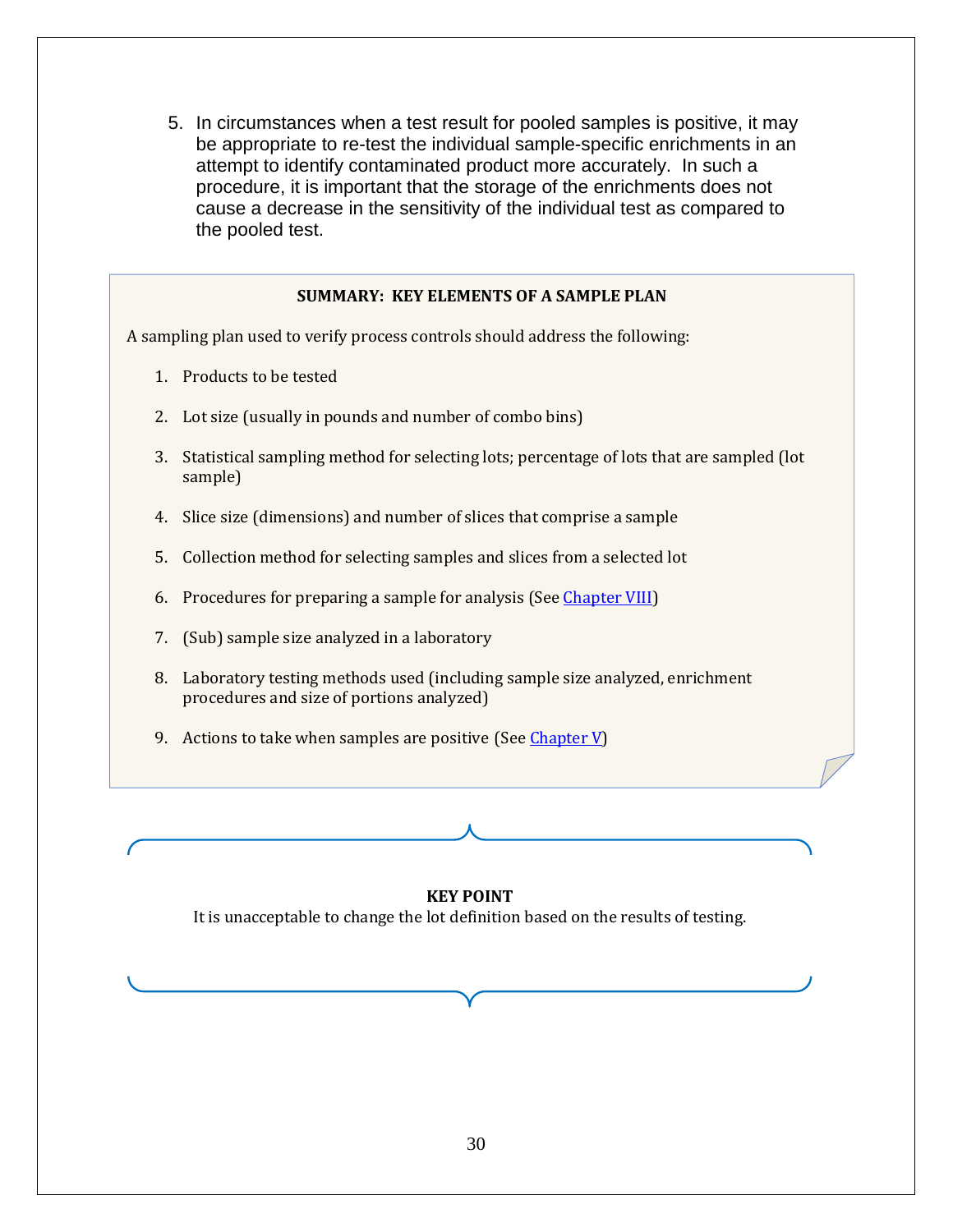5. In circumstances when a test result for pooled samples is positive, it may be appropriate to re-test the individual sample-specific enrichments in an attempt to identify contaminated product more accurately. In such a procedure, it is important that the storage of the enrichments does not cause a decrease in the sensitivity of the individual test as compared to the pooled test.

**SUMMARY: KEY ELEMENTS OF A SAMPLE PLAN**

A sampling plan used to verify process controls should address the following:

1. Products to be tested
2. Lot size (usually in pounds and number of combo bins)
3. Statistical sampling method for selecting lots; percentage of lots that are sampled (lot sample)
4. Slice size (dimensions) and number of slices that comprise a sample
5. Collection method for selecting samples and slices from a selected lot
6. Procedures for preparing a sample for analysis (See Chapter VIII)
7. (Sub) sample size analyzed in a laboratory
8. Laboratory testing methods used (including sample size analyzed, enrichment procedures and size of portions analyzed)
9. Actions to take when samples are positive (See Chapter V)

**KEY POINT**

It is unacceptable to change the lot definition based on the results of testing.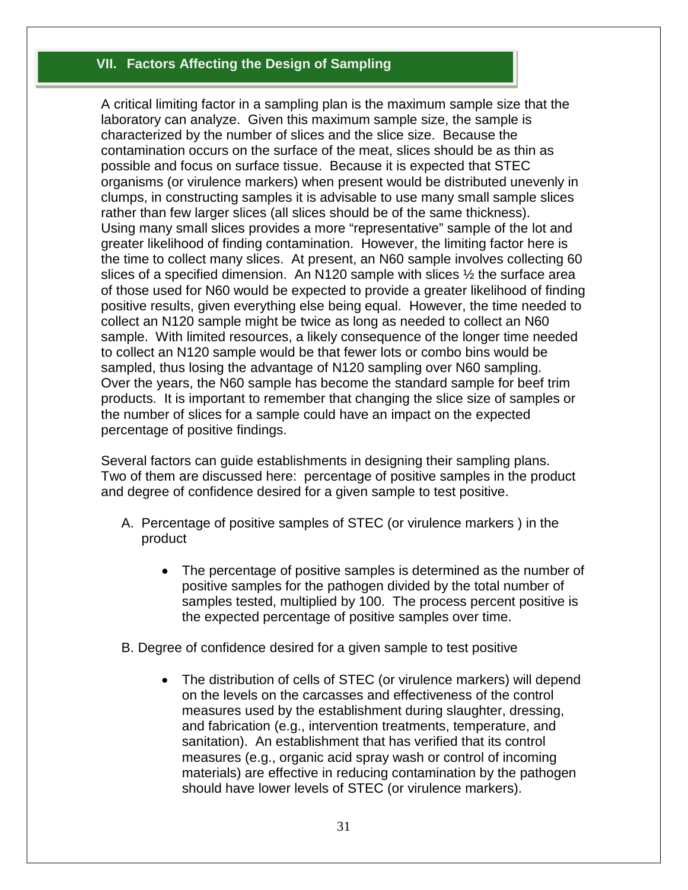## VII. Factors Affecting the Design of Sampling

A critical limiting factor in a sampling plan is the maximum sample size that the laboratory can analyze. Given this maximum sample size, the sample is characterized by the number of slices and the slice size. Because the contamination occurs on the surface of the meat, slices should be as thin as possible and focus on surface tissue. Because it is expected that STEC organisms (or virulence markers) when present would be distributed unevenly in clumps, in constructing samples it is advisable to use many small sample slices rather than few larger slices (all slices should be of the same thickness). Using many small slices provides a more "representative" sample of the lot and greater likelihood of finding contamination. However, the limiting factor here is the time to collect many slices. At present, an N60 sample involves collecting 60 slices of a specified dimension. An N120 sample with slices ½ the surface area of those used for N60 would be expected to provide a greater likelihood of finding positive results, given everything else being equal. However, the time needed to collect an N120 sample might be twice as long as needed to collect an N60 sample. With limited resources, a likely consequence of the longer time needed to collect an N120 sample would be that fewer lots or combo bins would be sampled, thus losing the advantage of N120 sampling over N60 sampling. Over the years, the N60 sample has become the standard sample for beef trim products. It is important to remember that changing the slice size of samples or the number of slices for a sample could have an impact on the expected percentage of positive findings.

Several factors can guide establishments in designing their sampling plans. Two of them are discussed here: percentage of positive samples in the product and degree of confidence desired for a given sample to test positive.

A. Percentage of positive samples of STEC (or virulence markers ) in the product

- The percentage of positive samples is determined as the number of positive samples for the pathogen divided by the total number of samples tested, multiplied by 100. The process percent positive is the expected percentage of positive samples over time.

B. Degree of confidence desired for a given sample to test positive

- The distribution of cells of STEC (or virulence markers) will depend on the levels on the carcasses and effectiveness of the control measures used by the establishment during slaughter, dressing, and fabrication (e.g., intervention treatments, temperature, and sanitation). An establishment that has verified that its control measures (e.g., organic acid spray wash or control of incoming materials) are effective in reducing contamination by the pathogen should have lower levels of STEC (or virulence markers).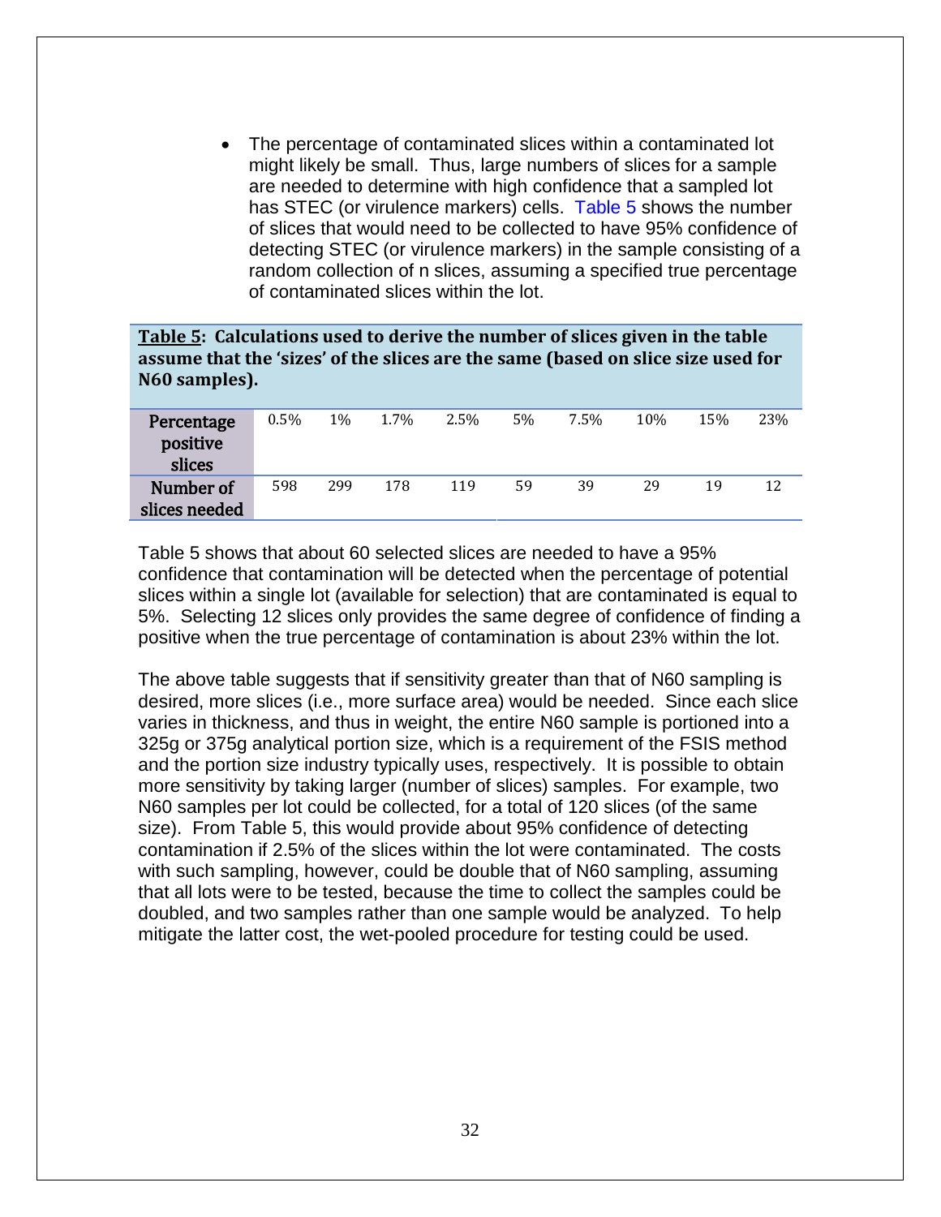- The percentage of contaminated slices within a contaminated lot might likely be small. Thus, large numbers of slices for a sample are needed to determine with high confidence that a sampled lot has STEC (or virulence markers) cells. Table 5 shows the number of slices that would need to be collected to have 95% confidence of detecting STEC (or virulence markers) in the sample consisting of a random collection of n slices, assuming a specified true percentage of contaminated slices within the lot.

**Table 5: Calculations used to derive the number of slices given in the table assume that the 'sizes' of the slices are the same (based on slice size used for N60 samples).**

| Percentage positive slices | 0.5% | 1% | 1.7% | 2.5% | 5% | 7.5% | 10% | 15% | 23% |
|---|---|---|---|---|---|---|---|---|---|
| Number of slices needed | 598 | 299 | 178 | 119 | 59 | 39 | 29 | 19 | 12 |

Table 5 shows that about 60 selected slices are needed to have a 95% confidence that contamination will be detected when the percentage of potential slices within a single lot (available for selection) that are contaminated is equal to 5%. Selecting 12 slices only provides the same degree of confidence of finding a positive when the true percentage of contamination is about 23% within the lot.

The above table suggests that if sensitivity greater than that of N60 sampling is desired, more slices (i.e., more surface area) would be needed. Since each slice varies in thickness, and thus in weight, the entire N60 sample is portioned into a 325g or 375g analytical portion size, which is a requirement of the FSIS method and the portion size industry typically uses, respectively. It is possible to obtain more sensitivity by taking larger (number of slices) samples. For example, two N60 samples per lot could be collected, for a total of 120 slices (of the same size). From Table 5, this would provide about 95% confidence of detecting contamination if 2.5% of the slices within the lot were contaminated. The costs with such sampling, however, could be double that of N60 sampling, assuming that all lots were to be tested, because the time to collect the samples could be doubled, and two samples rather than one sample would be analyzed. To help mitigate the latter cost, the wet-pooled procedure for testing could be used.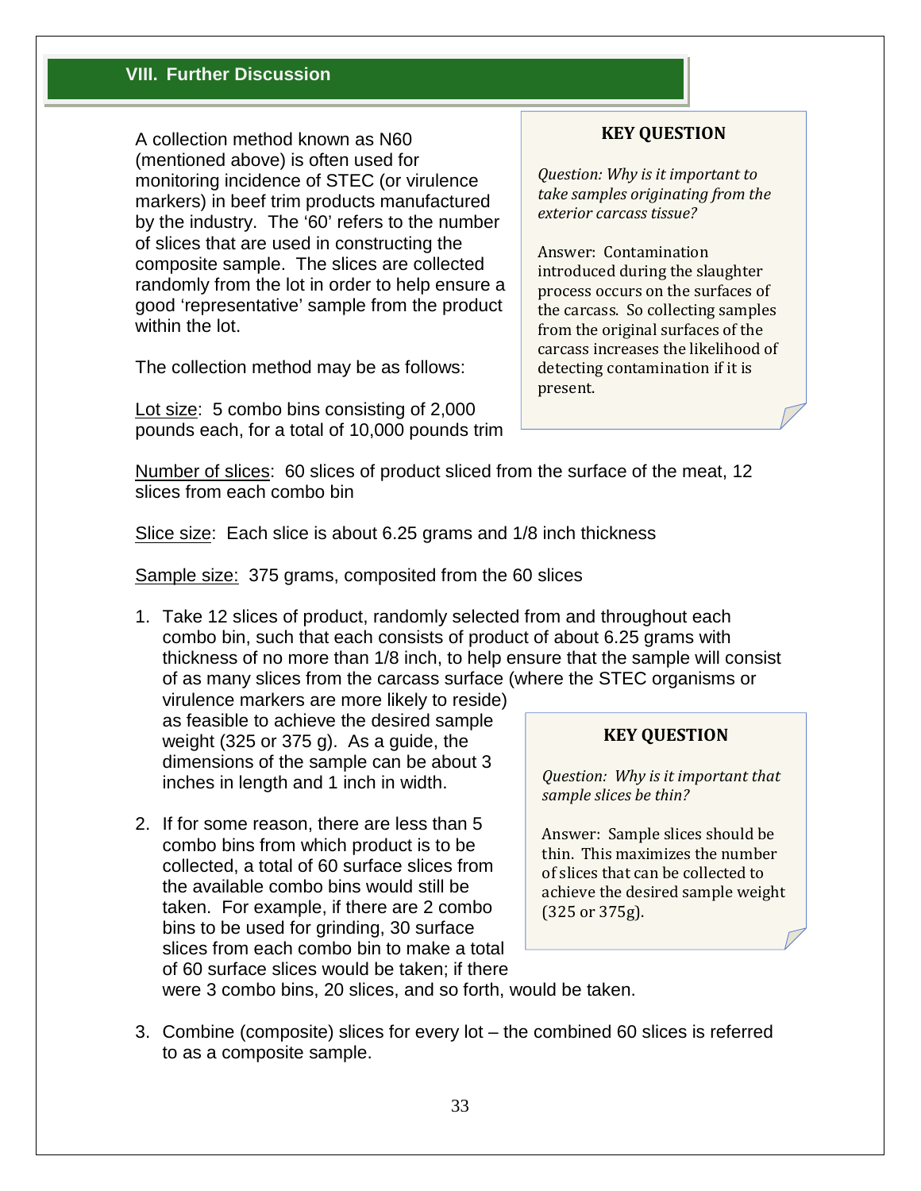## VIII. Further Discussion

A collection method known as N60 (mentioned above) is often used for monitoring incidence of STEC (or virulence markers) in beef trim products manufactured by the industry. The '60' refers to the number of slices that are used in constructing the composite sample. The slices are collected randomly from the lot in order to help ensure a good 'representative' sample from the product within the lot.

> **KEY QUESTION**
>
> *Question: Why is it important to take samples originating from the exterior carcass tissue?*
>
> Answer: Contamination introduced during the slaughter process occurs on the surfaces of the carcass. So collecting samples from the original surfaces of the carcass increases the likelihood of detecting contamination if it is present.

The collection method may be as follows:

Lot size: 5 combo bins consisting of 2,000 pounds each, for a total of 10,000 pounds trim

Number of slices: 60 slices of product sliced from the surface of the meat, 12 slices from each combo bin

Slice size: Each slice is about 6.25 grams and 1/8 inch thickness

Sample size: 375 grams, composited from the 60 slices

1. Take 12 slices of product, randomly selected from and throughout each combo bin, such that each consists of product of about 6.25 grams with thickness of no more than 1/8 inch, to help ensure that the sample will consist of as many slices from the carcass surface (where the STEC organisms or virulence markers are more likely to reside) as feasible to achieve the desired sample weight (325 or 375 g). As a guide, the dimensions of the sample can be about 3 inches in length and 1 inch in width.
2. If for some reason, there are less than 5 combo bins from which product is to be collected, a total of 60 surface slices from the available combo bins would still be taken. For example, if there are 2 combo bins to be used for grinding, 30 surface slices from each combo bin to make a total of 60 surface slices would be taken; if there were 3 combo bins, 20 slices, and so forth, would be taken.
3. Combine (composite) slices for every lot – the combined 60 slices is referred to as a composite sample.

> **KEY QUESTION**
>
> *Question: Why is it important that sample slices be thin?*
>
> Answer: Sample slices should be thin. This maximizes the number of slices that can be collected to achieve the desired sample weight (325 or 375g).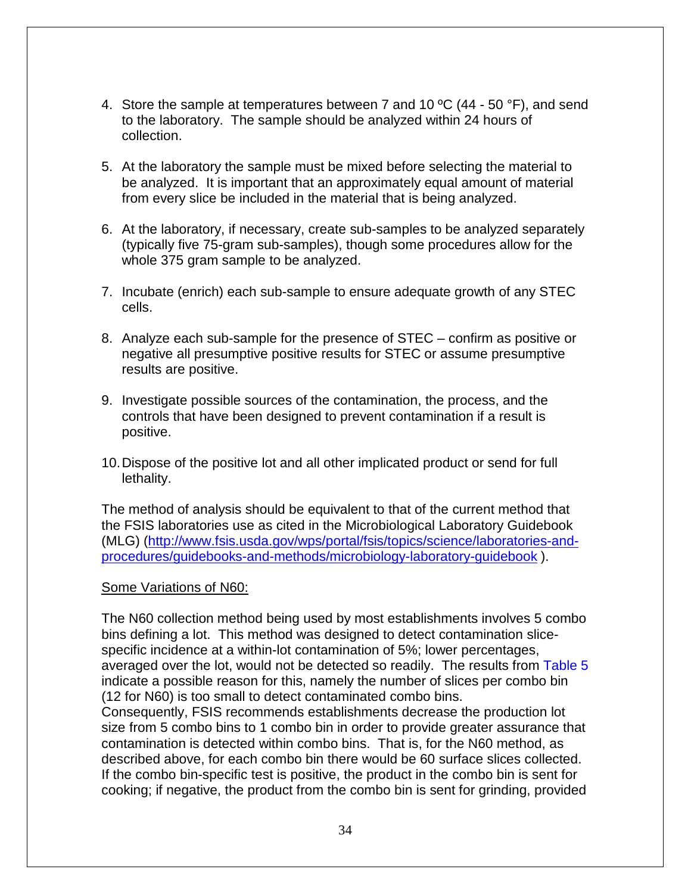4. Store the sample at temperatures between 7 and 10 ºC (44 - 50 °F), and send to the laboratory. The sample should be analyzed within 24 hours of collection.

5. At the laboratory the sample must be mixed before selecting the material to be analyzed. It is important that an approximately equal amount of material from every slice be included in the material that is being analyzed.

6. At the laboratory, if necessary, create sub-samples to be analyzed separately (typically five 75-gram sub-samples), though some procedures allow for the whole 375 gram sample to be analyzed.

7. Incubate (enrich) each sub-sample to ensure adequate growth of any STEC cells.

8. Analyze each sub-sample for the presence of STEC – confirm as positive or negative all presumptive positive results for STEC or assume presumptive results are positive.

9. Investigate possible sources of the contamination, the process, and the controls that have been designed to prevent contamination if a result is positive.

10. Dispose of the positive lot and all other implicated product or send for full lethality.

The method of analysis should be equivalent to that of the current method that the FSIS laboratories use as cited in the Microbiological Laboratory Guidebook (MLG) (http://www.fsis.usda.gov/wps/portal/fsis/topics/science/laboratories-and-procedures/guidebooks-and-methods/microbiology-laboratory-guidebook ).

<u>Some Variations of N60:</u>

The N60 collection method being used by most establishments involves 5 combo bins defining a lot. This method was designed to detect contamination slice-specific incidence at a within-lot contamination of 5%; lower percentages, averaged over the lot, would not be detected so readily. The results from Table 5 indicate a possible reason for this, namely the number of slices per combo bin (12 for N60) is too small to detect contaminated combo bins.
Consequently, FSIS recommends establishments decrease the production lot size from 5 combo bins to 1 combo bin in order to provide greater assurance that contamination is detected within combo bins. That is, for the N60 method, as described above, for each combo bin there would be 60 surface slices collected. If the combo bin-specific test is positive, the product in the combo bin is sent for cooking; if negative, the product from the combo bin is sent for grinding, provided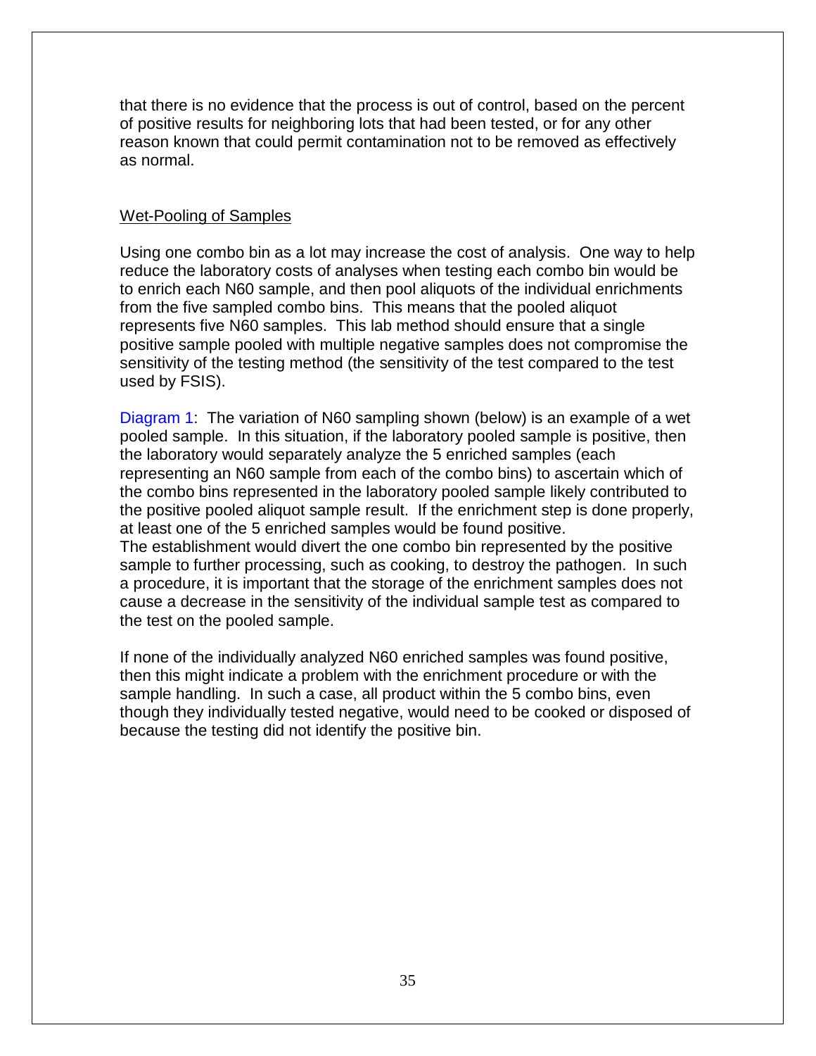that there is no evidence that the process is out of control, based on the percent of positive results for neighboring lots that had been tested, or for any other reason known that could permit contamination not to be removed as effectively as normal.

<u>Wet-Pooling of Samples</u>

Using one combo bin as a lot may increase the cost of analysis. One way to help reduce the laboratory costs of analyses when testing each combo bin would be to enrich each N60 sample, and then pool aliquots of the individual enrichments from the five sampled combo bins. This means that the pooled aliquot represents five N60 samples. This lab method should ensure that a single positive sample pooled with multiple negative samples does not compromise the sensitivity of the testing method (the sensitivity of the test compared to the test used by FSIS).

Diagram 1: The variation of N60 sampling shown (below) is an example of a wet pooled sample. In this situation, if the laboratory pooled sample is positive, then the laboratory would separately analyze the 5 enriched samples (each representing an N60 sample from each of the combo bins) to ascertain which of the combo bins represented in the laboratory pooled sample likely contributed to the positive pooled aliquot sample result. If the enrichment step is done properly, at least one of the 5 enriched samples would be found positive.
The establishment would divert the one combo bin represented by the positive sample to further processing, such as cooking, to destroy the pathogen. In such a procedure, it is important that the storage of the enrichment samples does not cause a decrease in the sensitivity of the individual sample test as compared to the test on the pooled sample.

If none of the individually analyzed N60 enriched samples was found positive, then this might indicate a problem with the enrichment procedure or with the sample handling. In such a case, all product within the 5 combo bins, even though they individually tested negative, would need to be cooked or disposed of because the testing did not identify the positive bin.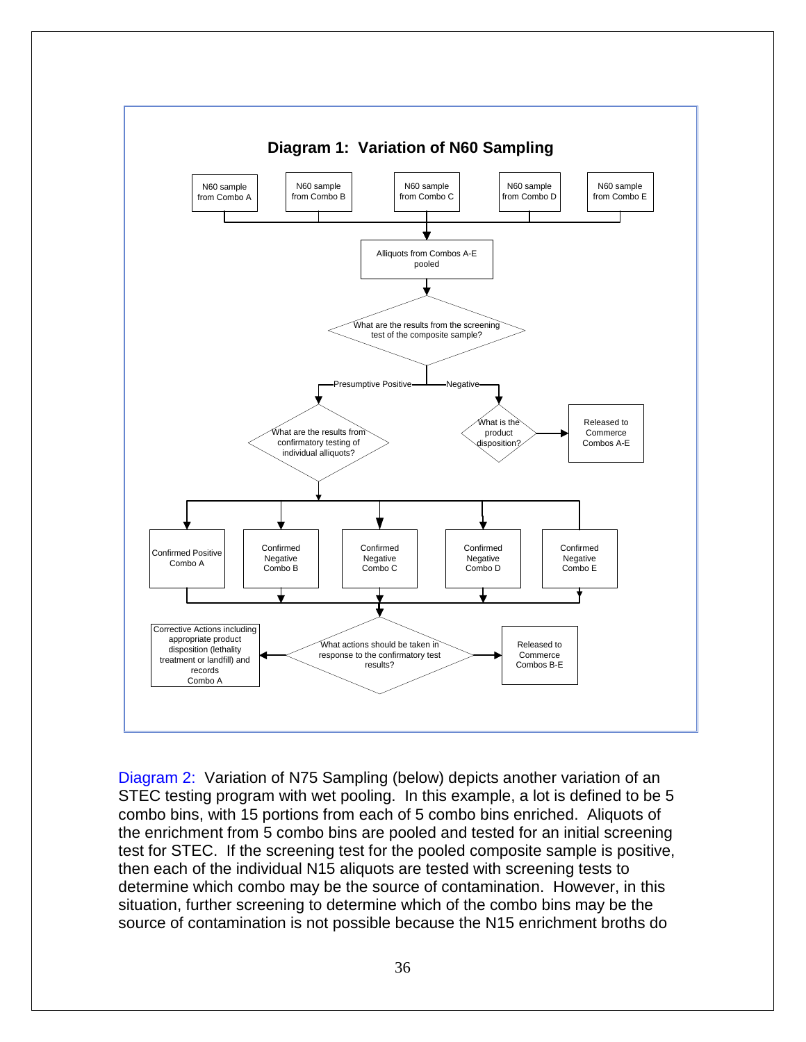**Diagram 1: Variation of N60 Sampling**

- N60 sample from Combo A
- N60 sample from Combo B
- N60 sample from Combo C
- N60 sample from Combo D
- N60 sample from Combo E

→ Alliquots from Combos A-E pooled

→ What are the results from the screening test of the composite sample?

- Negative → What is the product disposition? → Released to Commerce Combos A-E
- Presumptive Positive → What are the results from confirmatory testing of individual alliquots?
  - Confirmed Positive Combo A
  - Confirmed Negative Combo B
  - Confirmed Negative Combo C
  - Confirmed Negative Combo D
  - Confirmed Negative Combo E

  → What actions should be taken in response to the confirmatory test results?
  - Corrective Actions including appropriate product disposition (lethality treatment or landfill) and records Combo A
  - Released to Commerce Combos B-E

Diagram 2: Variation of N75 Sampling (below) depicts another variation of an STEC testing program with wet pooling. In this example, a lot is defined to be 5 combo bins, with 15 portions from each of 5 combo bins enriched. Aliquots of the enrichment from 5 combo bins are pooled and tested for an initial screening test for STEC. If the screening test for the pooled composite sample is positive, then each of the individual N15 aliquots are tested with screening tests to determine which combo may be the source of contamination. However, in this situation, further screening to determine which of the combo bins may be the source of contamination is not possible because the N15 enrichment broths do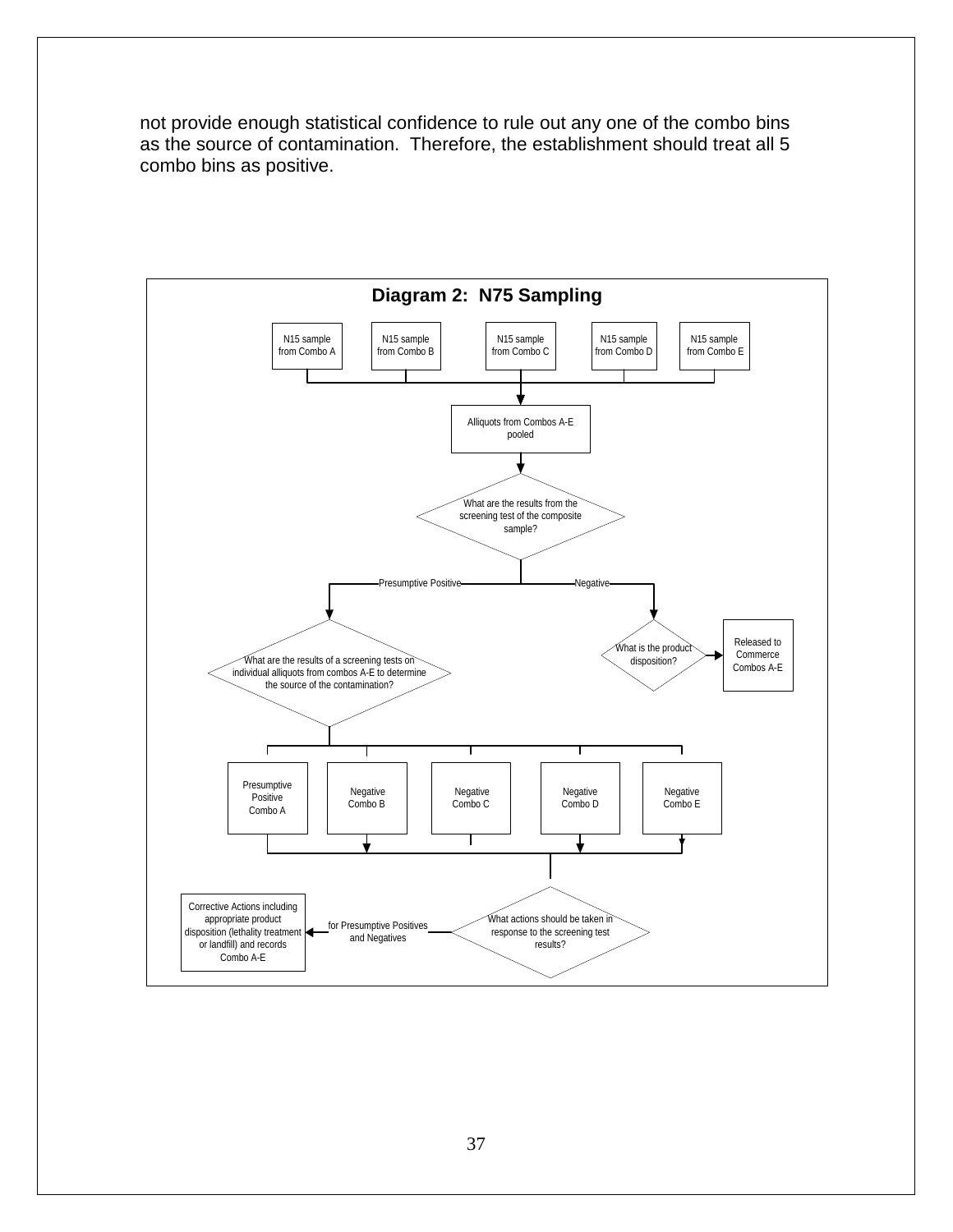not provide enough statistical confidence to rule out any one of the combo bins as the source of contamination. Therefore, the establishment should treat all 5 combo bins as positive.

**Diagram 2: N75 Sampling**

N15 sample from Combo A

N15 sample from Combo B

N15 sample from Combo C

N15 sample from Combo D

N15 sample from Combo E

Alliquots from Combos A-E pooled

What are the results from the screening test of the composite sample?

Presumptive Positive

Negative

What are the results of a screening tests on individual alliquots from combos A-E to determine the source of the contamination?

What is the product disposition?

Released to Commerce Combos A-E

Presumptive Positive Combo A

Negative Combo B

Negative Combo C

Negative Combo D

Negative Combo E

What actions should be taken in response to the screening test results?

for Presumptive Positives and Negatives

Corrective Actions including appropriate product disposition (lethality treatment or landfill) and records Combo A-E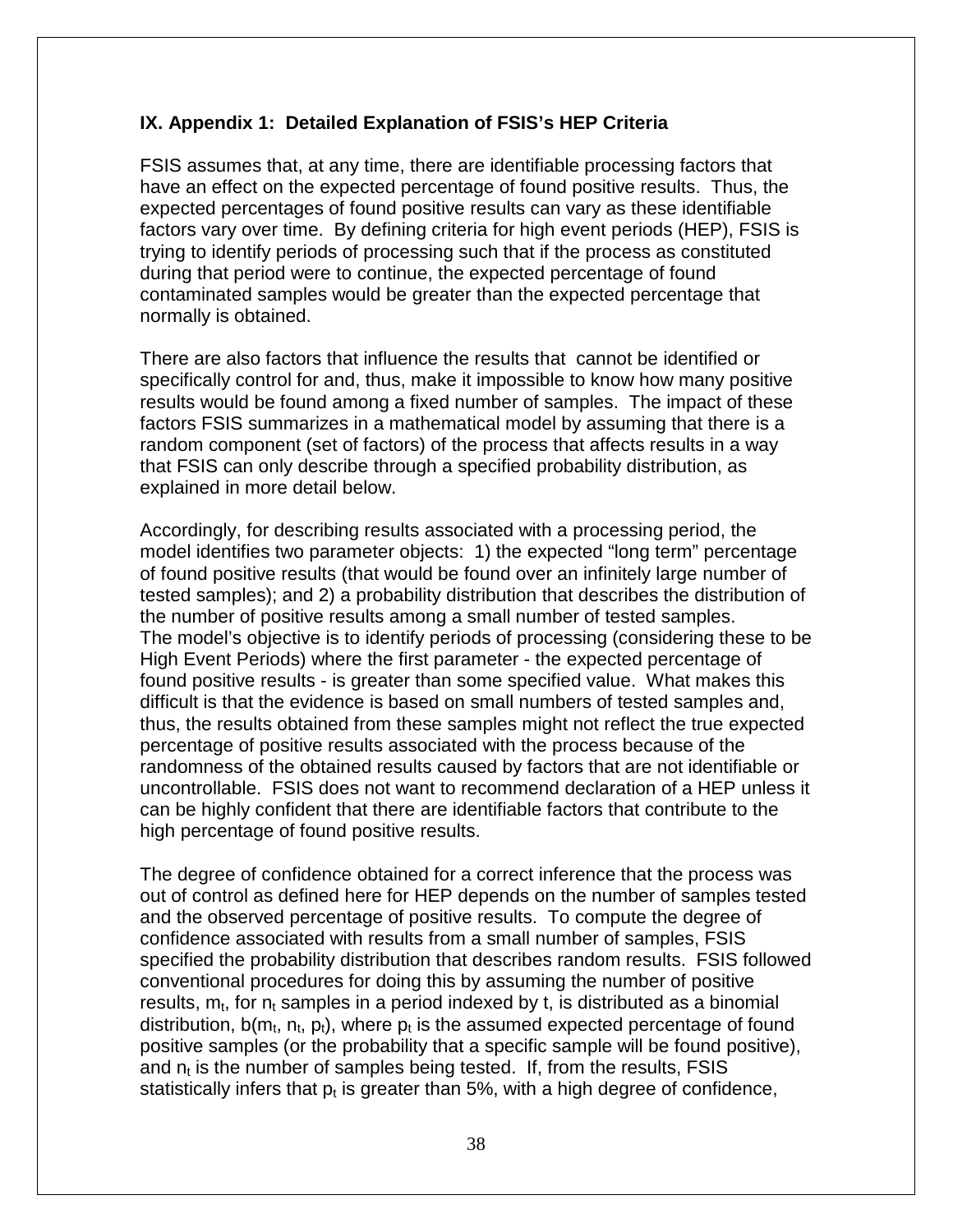## IX. Appendix 1: Detailed Explanation of FSIS's HEP Criteria

FSIS assumes that, at any time, there are identifiable processing factors that have an effect on the expected percentage of found positive results. Thus, the expected percentages of found positive results can vary as these identifiable factors vary over time. By defining criteria for high event periods (HEP), FSIS is trying to identify periods of processing such that if the process as constituted during that period were to continue, the expected percentage of found contaminated samples would be greater than the expected percentage that normally is obtained.

There are also factors that influence the results that cannot be identified or specifically control for and, thus, make it impossible to know how many positive results would be found among a fixed number of samples. The impact of these factors FSIS summarizes in a mathematical model by assuming that there is a random component (set of factors) of the process that affects results in a way that FSIS can only describe through a specified probability distribution, as explained in more detail below.

Accordingly, for describing results associated with a processing period, the model identifies two parameter objects: 1) the expected "long term" percentage of found positive results (that would be found over an infinitely large number of tested samples); and 2) a probability distribution that describes the distribution of the number of positive results among a small number of tested samples. The model's objective is to identify periods of processing (considering these to be High Event Periods) where the first parameter - the expected percentage of found positive results - is greater than some specified value. What makes this difficult is that the evidence is based on small numbers of tested samples and, thus, the results obtained from these samples might not reflect the true expected percentage of positive results associated with the process because of the randomness of the obtained results caused by factors that are not identifiable or uncontrollable. FSIS does not want to recommend declaration of a HEP unless it can be highly confident that there are identifiable factors that contribute to the high percentage of found positive results.

The degree of confidence obtained for a correct inference that the process was out of control as defined here for HEP depends on the number of samples tested and the observed percentage of positive results. To compute the degree of confidence associated with results from a small number of samples, FSIS specified the probability distribution that describes random results. FSIS followed conventional procedures for doing this by assuming the number of positive results, $m_t$, for $n_t$ samples in a period indexed by t, is distributed as a binomial distribution, $b(m_t, n_t, p_t)$, where $p_t$ is the assumed expected percentage of found positive samples (or the probability that a specific sample will be found positive), and $n_t$ is the number of samples being tested. If, from the results, FSIS statistically infers that $p_t$ is greater than 5%, with a high degree of confidence,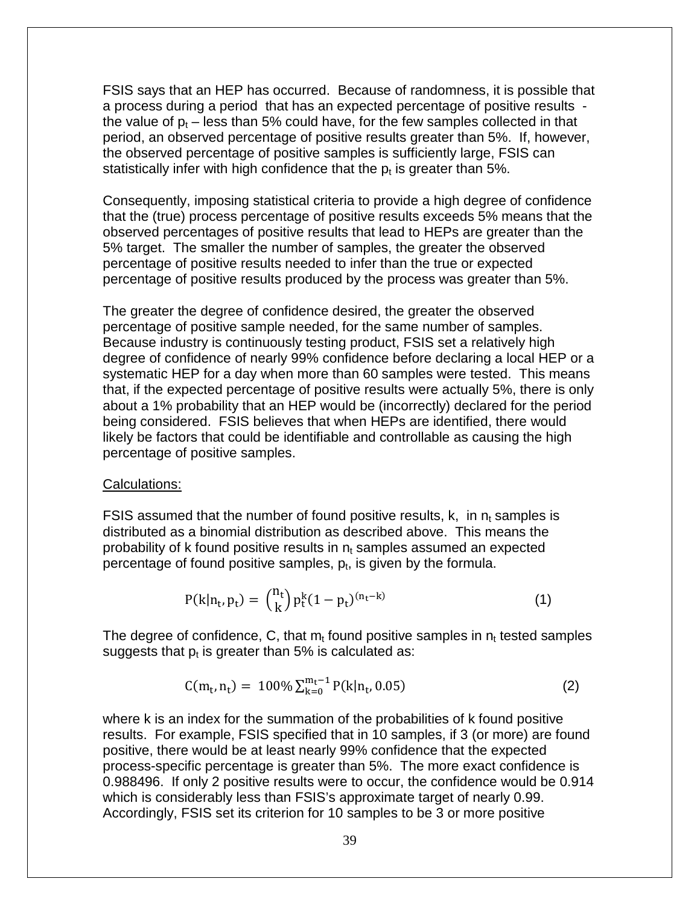FSIS says that an HEP has occurred. Because of randomness, it is possible that a process during a period that has an expected percentage of positive results - the value of $p_t$ – less than 5% could have, for the few samples collected in that period, an observed percentage of positive results greater than 5%. If, however, the observed percentage of positive samples is sufficiently large, FSIS can statistically infer with high confidence that the $p_t$ is greater than 5%.

Consequently, imposing statistical criteria to provide a high degree of confidence that the (true) process percentage of positive results exceeds 5% means that the observed percentages of positive results that lead to HEPs are greater than the 5% target. The smaller the number of samples, the greater the observed percentage of positive results needed to infer than the true or expected percentage of positive results produced by the process was greater than 5%.

The greater the degree of confidence desired, the greater the observed percentage of positive sample needed, for the same number of samples. Because industry is continuously testing product, FSIS set a relatively high degree of confidence of nearly 99% confidence before declaring a local HEP or a systematic HEP for a day when more than 60 samples were tested. This means that, if the expected percentage of positive results were actually 5%, there is only about a 1% probability that an HEP would be (incorrectly) declared for the period being considered. FSIS believes that when HEPs are identified, there would likely be factors that could be identifiable and controllable as causing the high percentage of positive samples.

Calculations:

FSIS assumed that the number of found positive results, k, in $n_t$ samples is distributed as a binomial distribution as described above. This means the probability of k found positive results in $n_t$ samples assumed an expected percentage of found positive samples, $p_t$, is given by the formula.

$$P(k|n_t, p_t) = \binom{n_t}{k} p_t^k (1 - p_t)^{(n_t - k)} \qquad (1)$$

The degree of confidence, C, that $m_t$ found positive samples in $n_t$ tested samples suggests that $p_t$ is greater than 5% is calculated as:

$$C(m_t, n_t) = 100\% \sum_{k=0}^{m_t - 1} P(k|n_t, 0.05) \qquad (2)$$

where k is an index for the summation of the probabilities of k found positive results. For example, FSIS specified that in 10 samples, if 3 (or more) are found positive, there would be at least nearly 99% confidence that the expected process-specific percentage is greater than 5%. The more exact confidence is 0.988496. If only 2 positive results were to occur, the confidence would be 0.914 which is considerably less than FSIS's approximate target of nearly 0.99. Accordingly, FSIS set its criterion for 10 samples to be 3 or more positive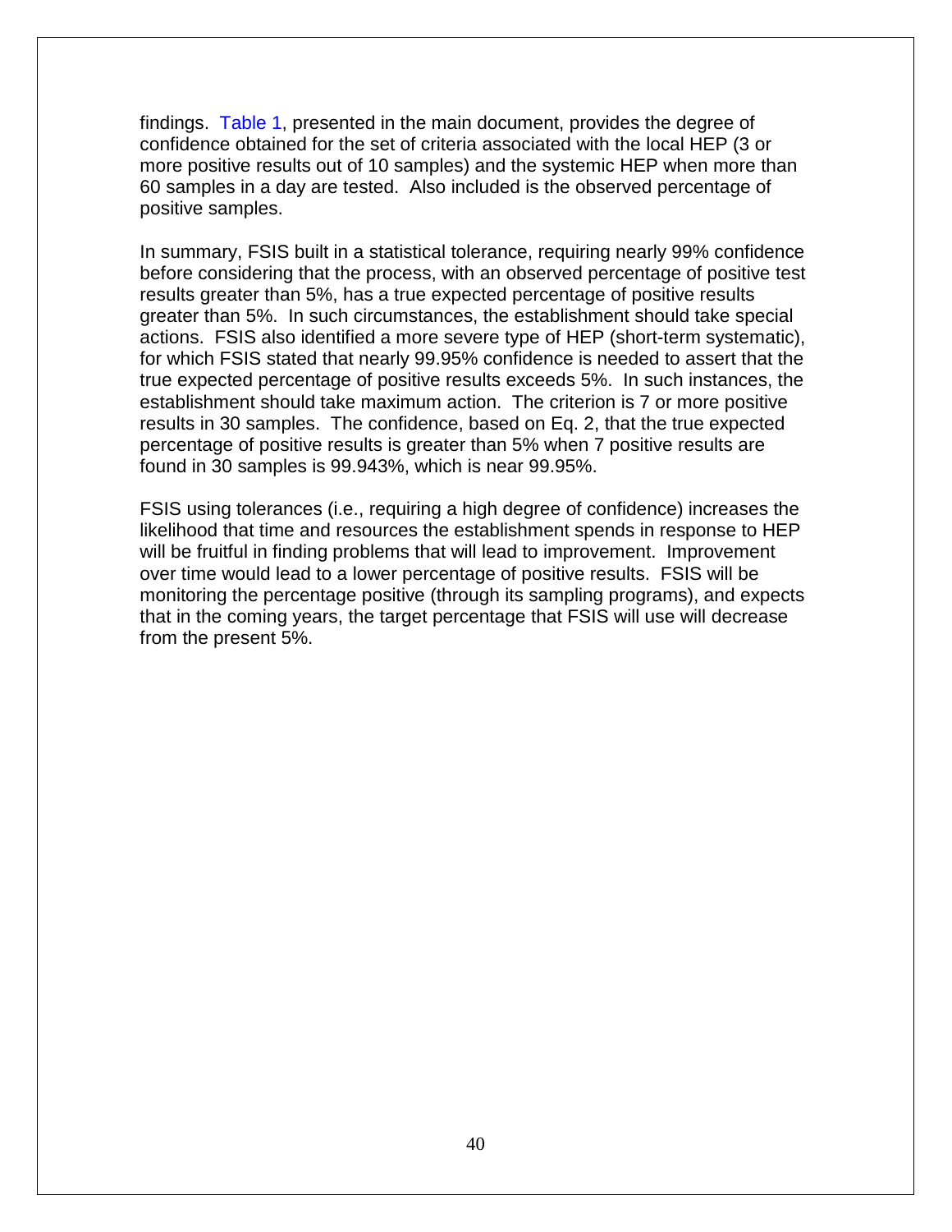findings. Table 1, presented in the main document, provides the degree of confidence obtained for the set of criteria associated with the local HEP (3 or more positive results out of 10 samples) and the systemic HEP when more than 60 samples in a day are tested. Also included is the observed percentage of positive samples.

In summary, FSIS built in a statistical tolerance, requiring nearly 99% confidence before considering that the process, with an observed percentage of positive test results greater than 5%, has a true expected percentage of positive results greater than 5%. In such circumstances, the establishment should take special actions. FSIS also identified a more severe type of HEP (short-term systematic), for which FSIS stated that nearly 99.95% confidence is needed to assert that the true expected percentage of positive results exceeds 5%. In such instances, the establishment should take maximum action. The criterion is 7 or more positive results in 30 samples. The confidence, based on Eq. 2, that the true expected percentage of positive results is greater than 5% when 7 positive results are found in 30 samples is 99.943%, which is near 99.95%.

FSIS using tolerances (i.e., requiring a high degree of confidence) increases the likelihood that time and resources the establishment spends in response to HEP will be fruitful in finding problems that will lead to improvement. Improvement over time would lead to a lower percentage of positive results. FSIS will be monitoring the percentage positive (through its sampling programs), and expects that in the coming years, the target percentage that FSIS will use will decrease from the present 5%.